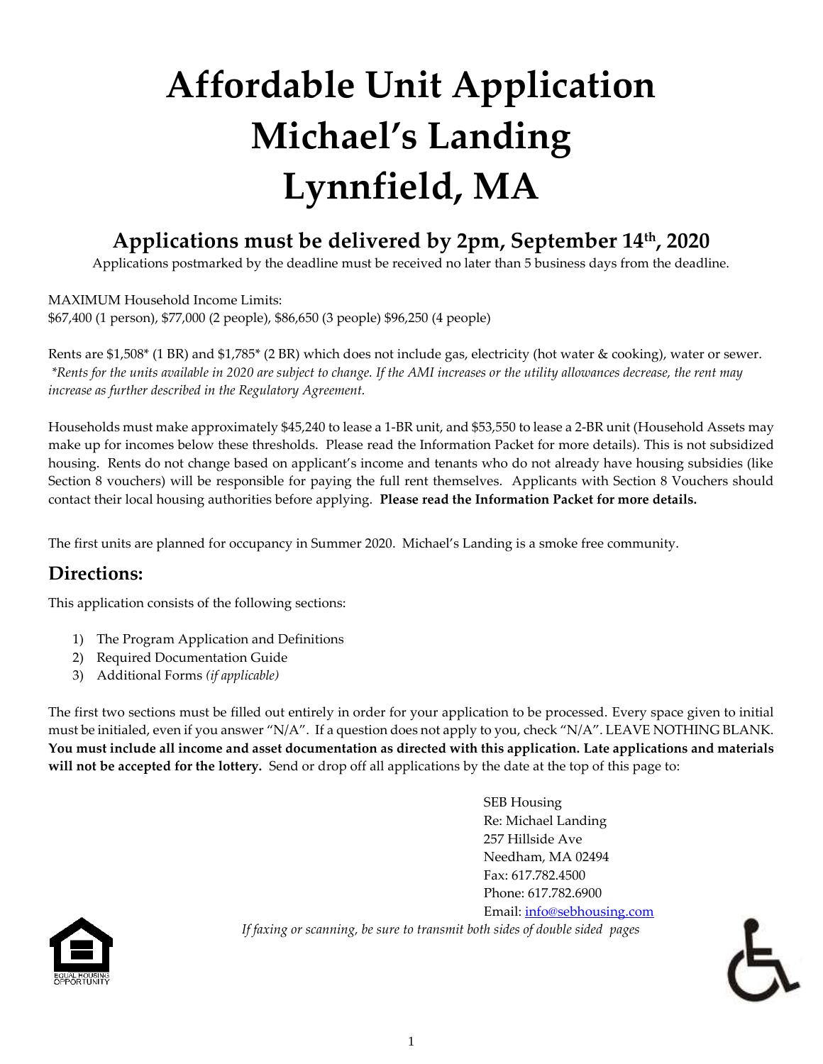# Affordable Unit Application
# Michael's Landing
# Lynnfield, MA

## Applications must be delivered by 2pm, September 14th, 2020

Applications postmarked by the deadline must be received no later than 5 business days from the deadline.

MAXIMUM Household Income Limits:
$67,400 (1 person), $77,000 (2 people), $86,650 (3 people) $96,250 (4 people)

Rents are $1,508* (1 BR) and $1,785* (2 BR) which does not include gas, electricity (hot water & cooking), water or sewer.
*\*Rents for the units available in 2020 are subject to change. If the AMI increases or the utility allowances decrease, the rent may increase as further described in the Regulatory Agreement.*

Households must make approximately $45,240 to lease a 1-BR unit, and $53,550 to lease a 2-BR unit (Household Assets may make up for incomes below these thresholds. Please read the Information Packet for more details). This is not subsidized housing. Rents do not change based on applicant's income and tenants who do not already have housing subsidies (like Section 8 vouchers) will be responsible for paying the full rent themselves. Applicants with Section 8 Vouchers should contact their local housing authorities before applying. **Please read the Information Packet for more details.**

The first units are planned for occupancy in Summer 2020. Michael's Landing is a smoke free community.

## Directions:

This application consists of the following sections:

1) The Program Application and Definitions
2) Required Documentation Guide
3) Additional Forms *(if applicable)*

The first two sections must be filled out entirely in order for your application to be processed. Every space given to initial must be initialed, even if you answer "N/A". If a question does not apply to you, check "N/A". LEAVE NOTHING BLANK. **You must include all income and asset documentation as directed with this application. Late applications and materials will not be accepted for the lottery.** Send or drop off all applications by the date at the top of this page to:

SEB Housing
Re: Michael Landing
257 Hillside Ave
Needham, MA 02494
Fax: 617.782.4500
Phone: 617.782.6900
Email: info@sebhousing.com

*If faxing or scanning, be sure to transmit both sides of double sided pages*

EQUAL HOUSING OPPORTUNITY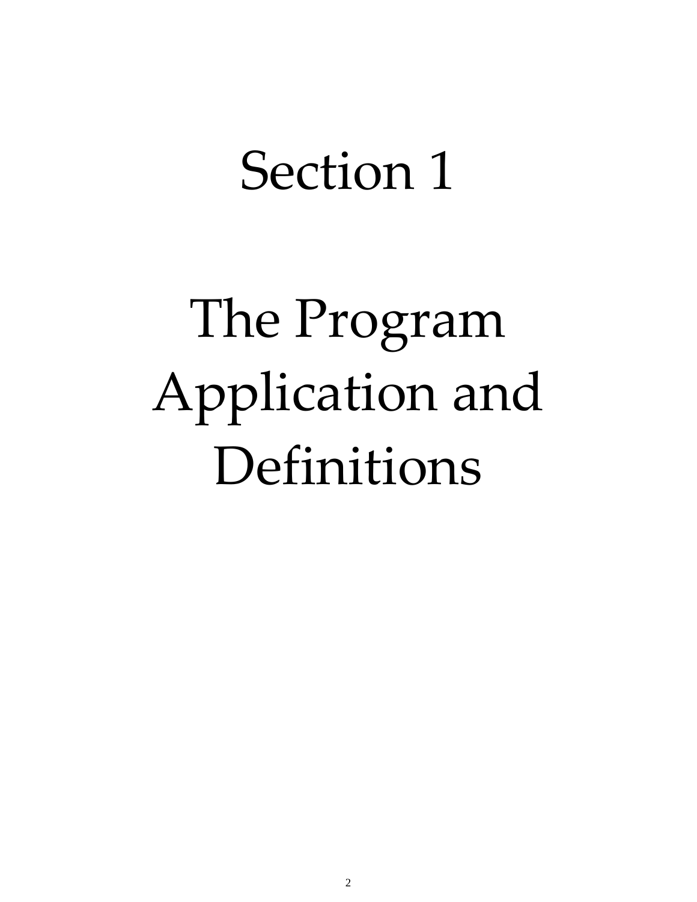# Section 1

# The Program Application and Definitions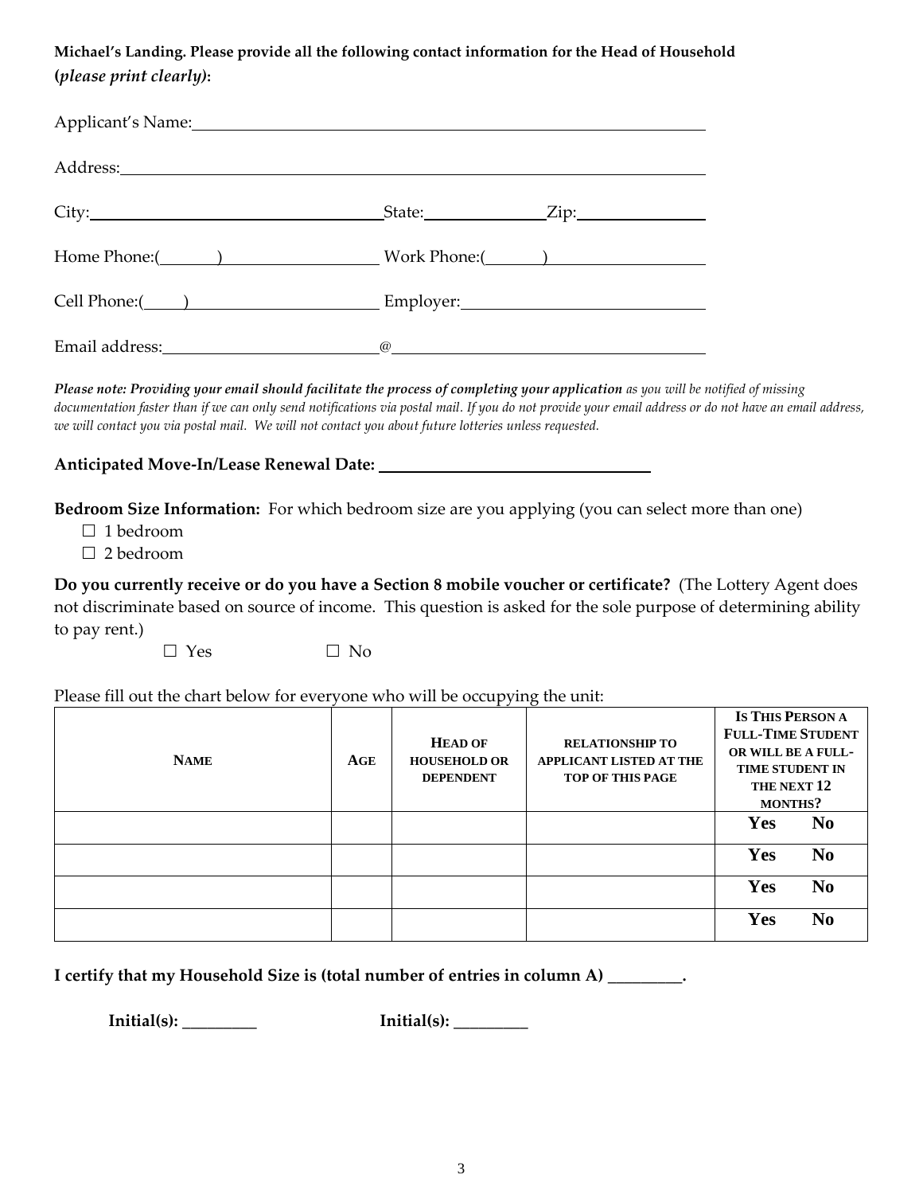**Michael's Landing. Please provide all the following contact information for the Head of Household (*please print clearly)*:**

Applicant's Name: ______________________________________________

Address: ______________________________________________

City: ____________________ State: __________ Zip: __________

Home Phone:(______) ______________ Work Phone:(______) ______________

Cell Phone:(____) ______________ Employer: ______________________

Email address: ____________________ @ ______________________

***Please note: Providing your email should facilitate the process of completing your application** as you will be notified of missing documentation faster than if we can only send notifications via postal mail. If you do not provide your email address or do not have an email address, we will contact you via postal mail. We will not contact you about future lotteries unless requested.*

**Anticipated Move-In/Lease Renewal Date:** ______________________________

**Bedroom Size Information:** For which bedroom size are you applying (you can select more than one)

☐ 1 bedroom
☐ 2 bedroom

**Do you currently receive or do you have a Section 8 mobile voucher or certificate?** (The Lottery Agent does not discriminate based on source of income. This question is asked for the sole purpose of determining ability to pay rent.)

☐ Yes ☐ No

Please fill out the chart below for everyone who will be occupying the unit:

| NAME | AGE | HEAD OF HOUSEHOLD OR DEPENDENT | RELATIONSHIP TO APPLICANT LISTED AT THE TOP OF THIS PAGE | IS THIS PERSON A FULL-TIME STUDENT OR WILL BE A FULL-TIME STUDENT IN THE NEXT 12 MONTHS? |
|---|---|---|---|---|
| | | | | **Yes No** |
| | | | | **Yes No** |
| | | | | **Yes No** |
| | | | | **Yes No** |

**I certify that my Household Size is (total number of entries in column A) ________.**

**Initial(s): ________** **Initial(s): ________**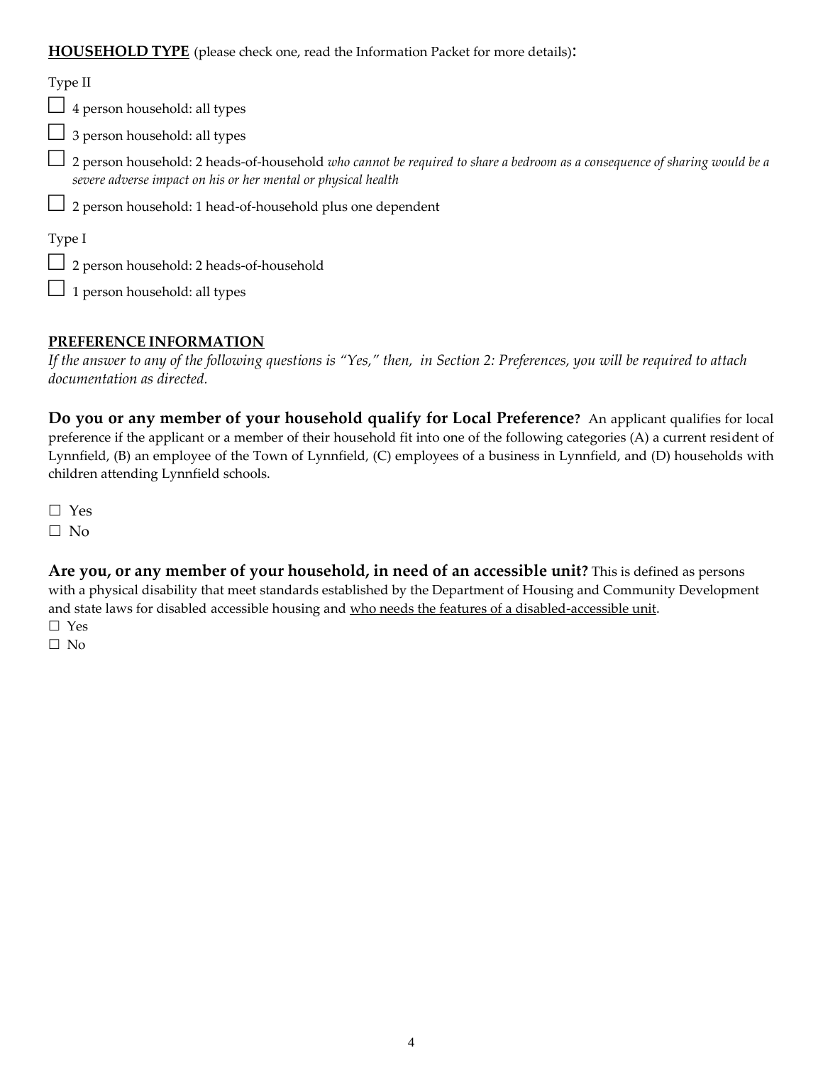**<u>HOUSEHOLD TYPE</u>** (please check one, read the Information Packet for more details):

Type II

☐ 4 person household: all types

☐ 3 person household: all types

☐ 2 person household: 2 heads-of-household *who cannot be required to share a bedroom as a consequence of sharing would be a severe adverse impact on his or her mental or physical health*

☐ 2 person household: 1 head-of-household plus one dependent

Type I

☐ 2 person household: 2 heads-of-household

☐ 1 person household: all types

**<u>PREFERENCE INFORMATION</u>**

*If the answer to any of the following questions is "Yes," then, in Section 2: Preferences, you will be required to attach documentation as directed.*

**Do you or any member of your household qualify for Local Preference?** An applicant qualifies for local preference if the applicant or a member of their household fit into one of the following categories (A) a current resident of Lynnfield, (B) an employee of the Town of Lynnfield, (C) employees of a business in Lynnfield, and (D) households with children attending Lynnfield schools.

☐ Yes
☐ No

**Are you, or any member of your household, in need of an accessible unit?** This is defined as persons with a physical disability that meet standards established by the Department of Housing and Community Development and state laws for disabled accessible housing and <u>who needs the features of a disabled-accessible unit</u>.

☐ Yes
☐ No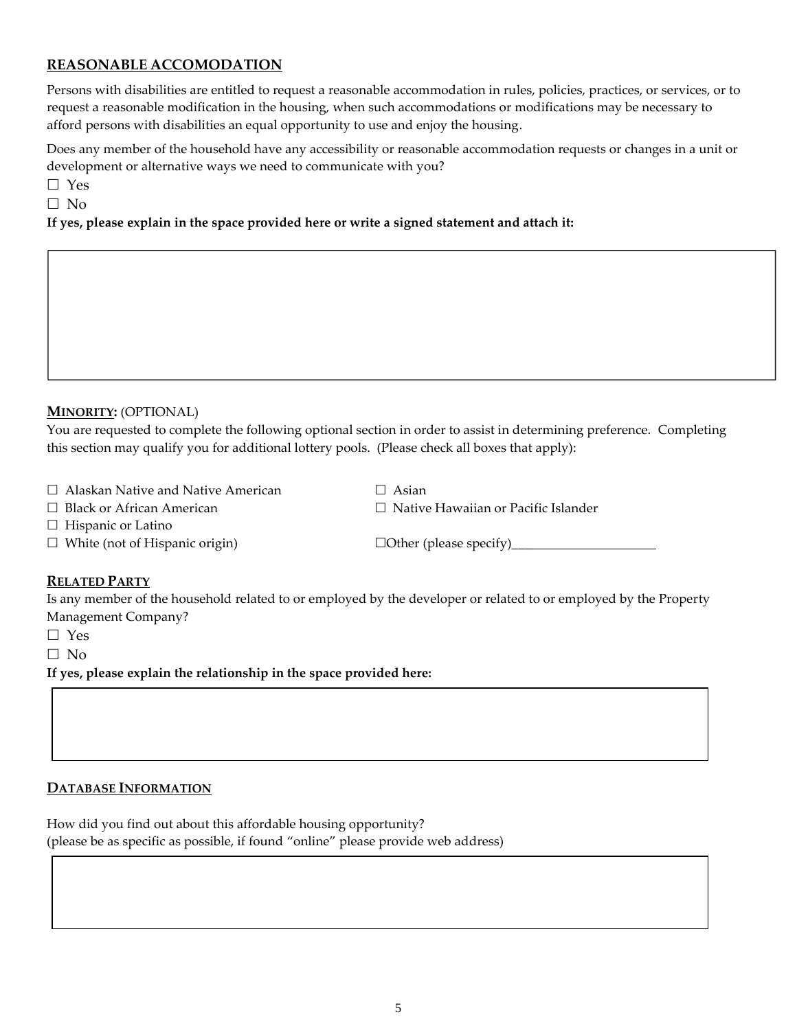## REASONABLE ACCOMODATION

Persons with disabilities are entitled to request a reasonable accommodation in rules, policies, practices, or services, or to request a reasonable modification in the housing, when such accommodations or modifications may be necessary to afford persons with disabilities an equal opportunity to use and enjoy the housing.

Does any member of the household have any accessibility or reasonable accommodation requests or changes in a unit or development or alternative ways we need to communicate with you?

☐ Yes

☐ No

**If yes, please explain in the space provided here or write a signed statement and attach it:**

| |
|---|
| |

## MINORITY: (OPTIONAL)

You are requested to complete the following optional section in order to assist in determining preference. Completing this section may qualify you for additional lottery pools. (Please check all boxes that apply):

☐ Alaskan Native and Native American

☐ Black or African American

☐ Hispanic or Latino

☐ White (not of Hispanic origin)

☐ Asian

☐ Native Hawaiian or Pacific Islander

☐Other (please specify)______________________

## RELATED PARTY

Is any member of the household related to or employed by the developer or related to or employed by the Property Management Company?

☐ Yes

☐ No

**If yes, please explain the relationship in the space provided here:**

| |
|---|
| |

## DATABASE INFORMATION

How did you find out about this affordable housing opportunity?
(please be as specific as possible, if found "online" please provide web address)

| |
|---|
| |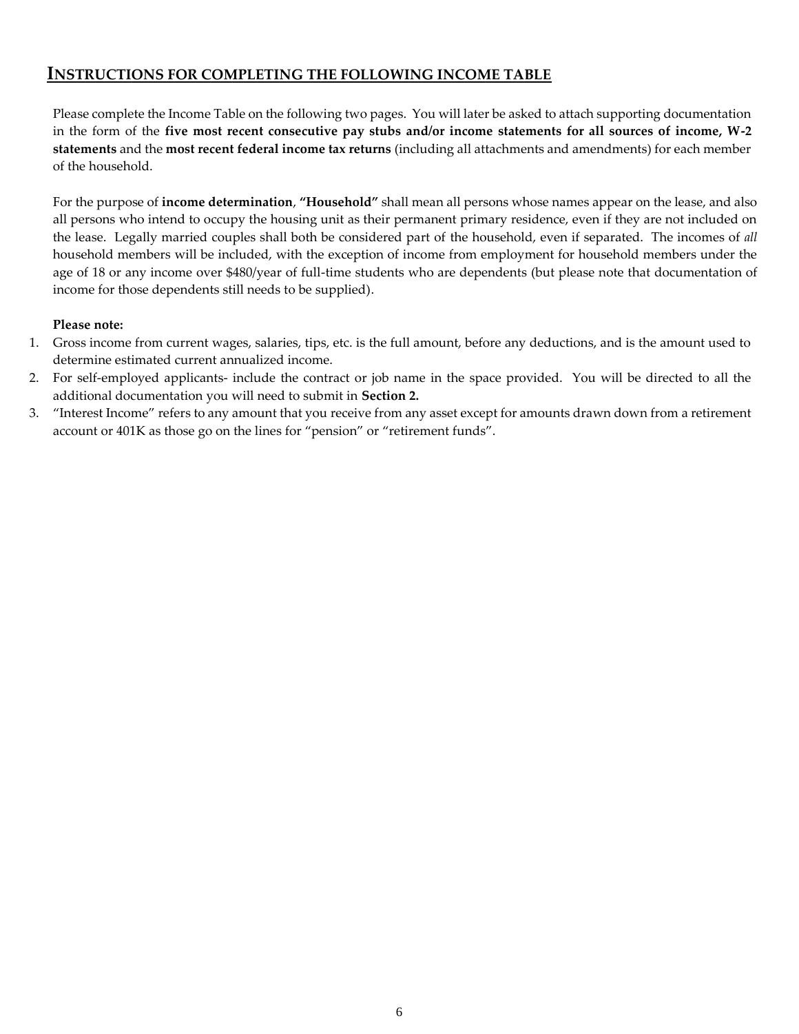## INSTRUCTIONS FOR COMPLETING THE FOLLOWING INCOME TABLE

Please complete the Income Table on the following two pages. You will later be asked to attach supporting documentation in the form of the **five most recent consecutive pay stubs and/or income statements for all sources of income, W-2 statements** and the **most recent federal income tax returns** (including all attachments and amendments) for each member of the household.

For the purpose of **income determination**, **"Household"** shall mean all persons whose names appear on the lease, and also all persons who intend to occupy the housing unit as their permanent primary residence, even if they are not included on the lease. Legally married couples shall both be considered part of the household, even if separated. The incomes of *all* household members will be included, with the exception of income from employment for household members under the age of 18 or any income over $480/year of full-time students who are dependents (but please note that documentation of income for those dependents still needs to be supplied).

**Please note:**

1. Gross income from current wages, salaries, tips, etc. is the full amount, before any deductions, and is the amount used to determine estimated current annualized income.
2. For self-employed applicants- include the contract or job name in the space provided. You will be directed to all the additional documentation you will need to submit in **Section 2.**
3. "Interest Income" refers to any amount that you receive from any asset except for amounts drawn down from a retirement account or 401K as those go on the lines for "pension" or "retirement funds".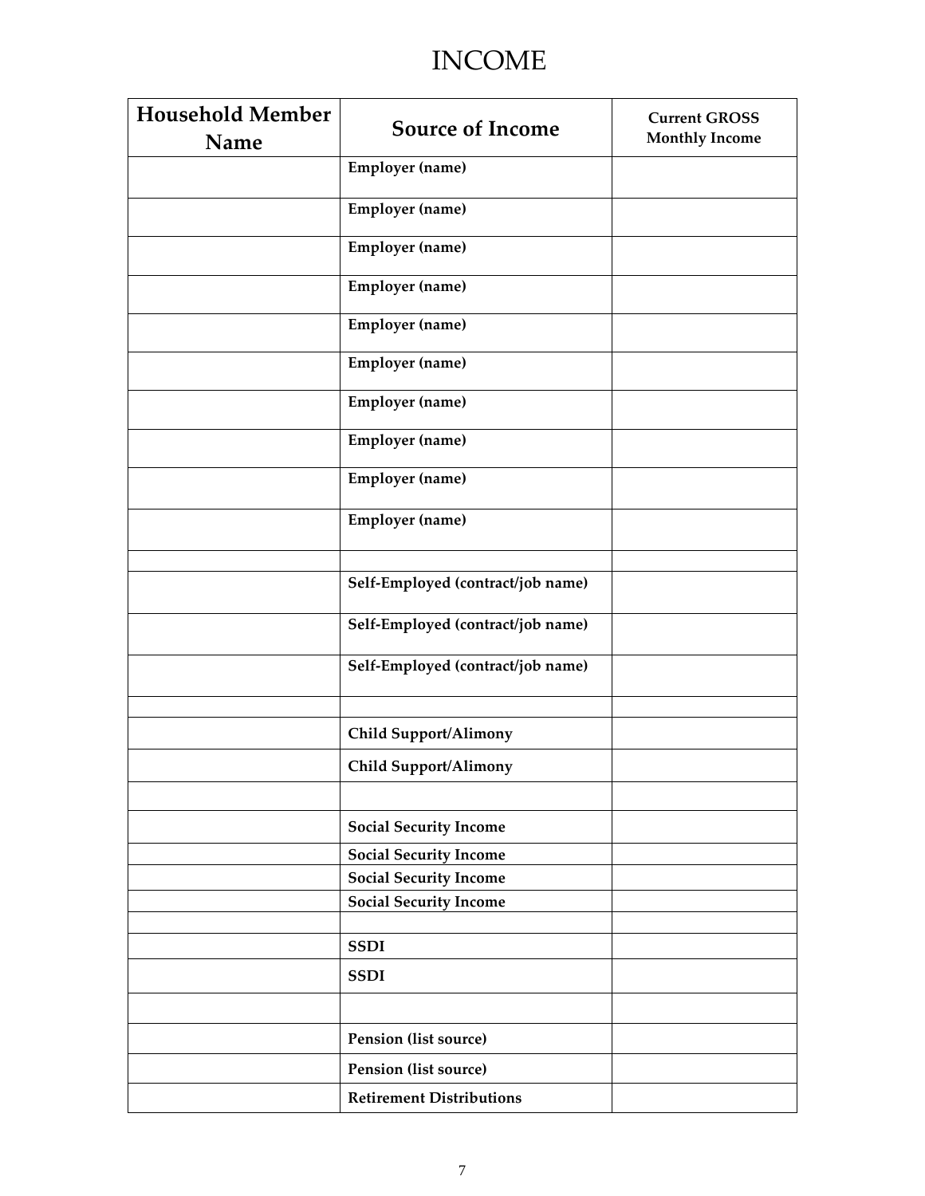# INCOME

| Household Member Name | Source of Income | Current GROSS Monthly Income |
|---|---|---|
| | **Employer (name)** | |
| | **Employer (name)** | |
| | **Employer (name)** | |
| | **Employer (name)** | |
| | **Employer (name)** | |
| | **Employer (name)** | |
| | **Employer (name)** | |
| | **Employer (name)** | |
| | **Employer (name)** | |
| | **Employer (name)** | |
| | | |
| | **Self-Employed (contract/job name)** | |
| | **Self-Employed (contract/job name)** | |
| | **Self-Employed (contract/job name)** | |
| | | |
| | **Child Support/Alimony** | |
| | **Child Support/Alimony** | |
| | | |
| | **Social Security Income** | |
| | **Social Security Income** | |
| | **Social Security Income** | |
| | **Social Security Income** | |
| | | |
| | **SSDI** | |
| | **SSDI** | |
| | | |
| | **Pension (list source)** | |
| | **Pension (list source)** | |
| | **Retirement Distributions** | |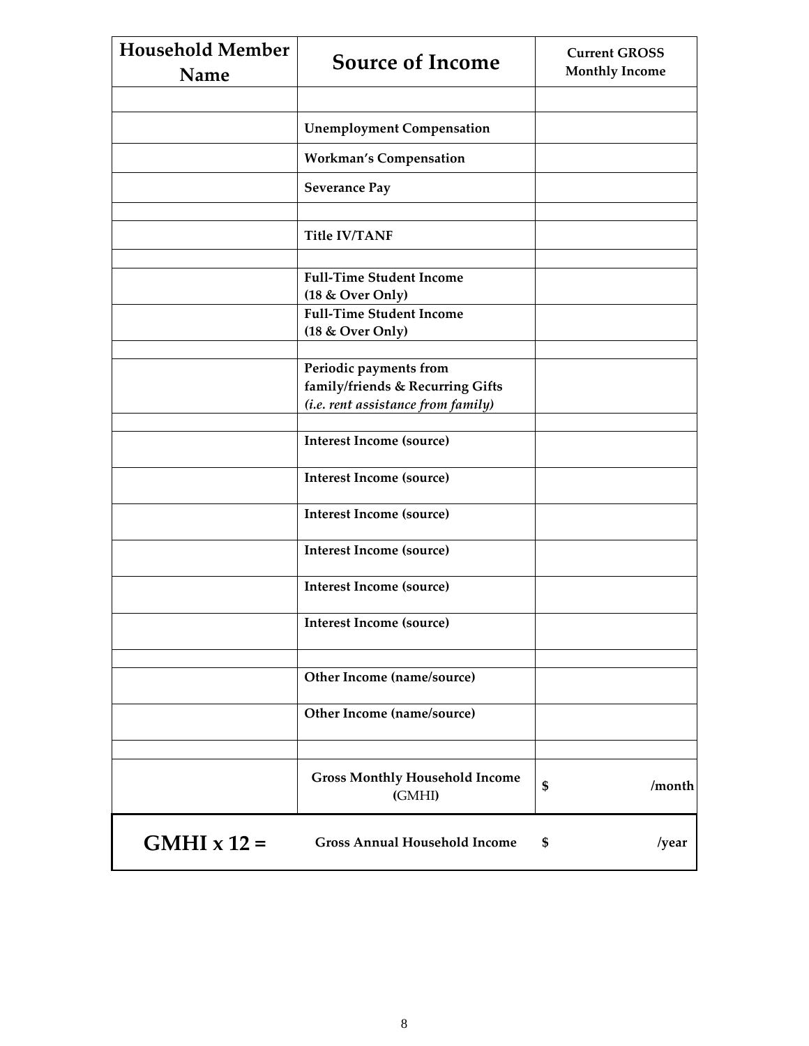| Household Member Name | Source of Income | Current GROSS Monthly Income |
|---|---|---|
| | | |
| | **Unemployment Compensation** | |
| | **Workman's Compensation** | |
| | **Severance Pay** | |
| | | |
| | **Title IV/TANF** | |
| | | |
| | **Full-Time Student Income (18 & Over Only)** | |
| | **Full-Time Student Income (18 & Over Only)** | |
| | | |
| | **Periodic payments from family/friends & Recurring Gifts** ***(i.e. rent assistance from family)*** | |
| | | |
| | **Interest Income (source)** | |
| | **Interest Income (source)** | |
| | **Interest Income (source)** | |
| | **Interest Income (source)** | |
| | **Interest Income (source)** | |
| | **Interest Income (source)** | |
| | | |
| | **Other Income (name/source)** | |
| | **Other Income (name/source)** | |
| | | |
| | **Gross Monthly Household Income (GMHI)** | **$ /month** |
| **GMHI x 12 =** | **Gross Annual Household Income** | **$ /year** |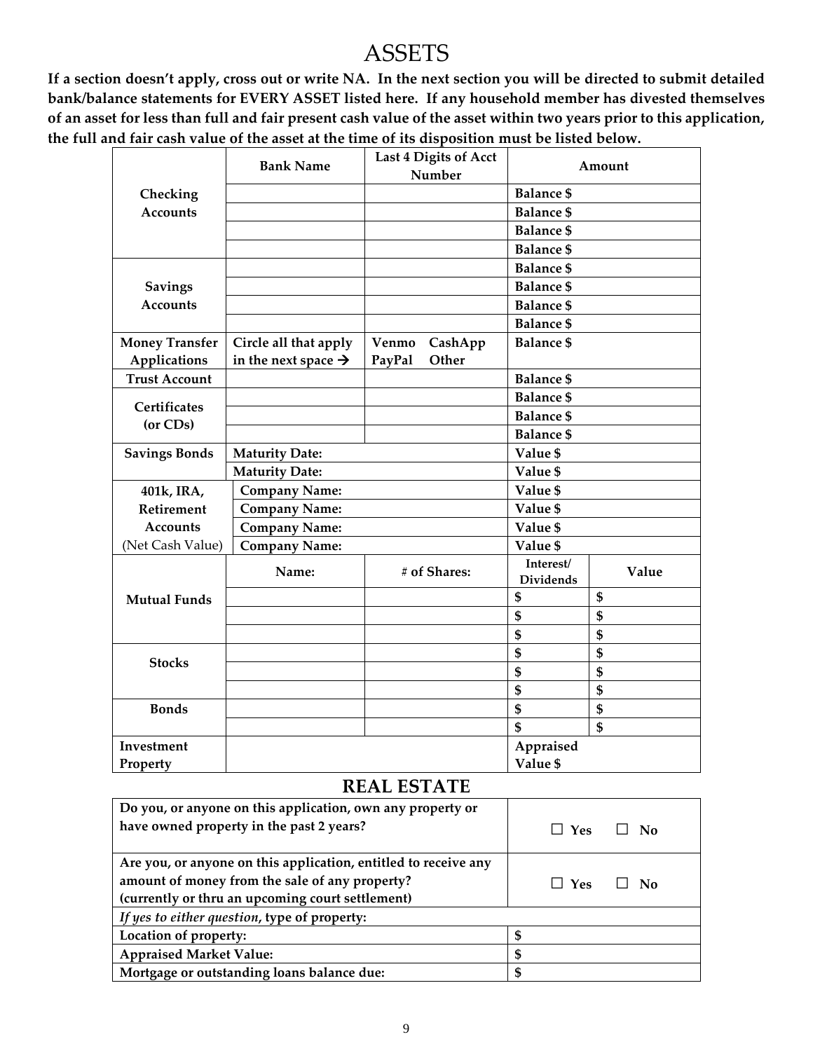# ASSETS

**If a section doesn't apply, cross out or write NA. In the next section you will be directed to submit detailed bank/balance statements for EVERY ASSET listed here. If any household member has divested themselves of an asset for less than full and fair present cash value of the asset within two years prior to this application, the full and fair cash value of the asset at the time of its disposition must be listed below.**

| | Bank Name | Last 4 Digits of Acct Number | Amount | |
|---|---|---|---|---|
| **Checking Accounts** | | | **Balance $** | |
| | | | **Balance $** | |
| | | | **Balance $** | |
| | | | **Balance $** | |
| **Savings Accounts** | | | **Balance $** | |
| | | | **Balance $** | |
| | | | **Balance $** | |
| | | | **Balance $** | |
| **Money Transfer Applications** | **Circle all that apply in the next space →** | **Venmo CashApp PayPal Other** | **Balance $** | |
| **Trust Account** | | | **Balance $** | |
| **Certificates (or CDs)** | | | **Balance $** | |
| | | | **Balance $** | |
| | | | **Balance $** | |
| **Savings Bonds** | **Maturity Date:** | | **Value $** | |
| | **Maturity Date:** | | **Value $** | |
| **401k, IRA, Retirement Accounts** (Net Cash Value) | **Company Name:** | | **Value $** | |
| | **Company Name:** | | **Value $** | |
| | **Company Name:** | | **Value $** | |
| | **Company Name:** | | **Value $** | |
| **Mutual Funds** | **Name:** | **# of Shares:** | **Interest/ Dividends** | **Value** |
| | | | **$** | **$** |
| | | | **$** | **$** |
| | | | **$** | **$** |
| **Stocks** | | | **$** | **$** |
| | | | **$** | **$** |
| | | | **$** | **$** |
| **Bonds** | | | **$** | **$** |
| | | | **$** | **$** |
| **Investment Property** | | | **Appraised Value $** | |

## REAL ESTATE

| | |
|---|---|
| **Do you, or anyone on this application, own any property or have owned property in the past 2 years?** | ☐ **Yes** ☐ **No** |
| **Are you, or anyone on this application, entitled to receive any amount of money from the sale of any property? (currently or thru an upcoming court settlement)** | ☐ **Yes** ☐ **No** |
| ***If yes to either question*, type of property:** | |
| **Location of property:** | **$** |
| **Appraised Market Value:** | **$** |
| **Mortgage or outstanding loans balance due:** | **$** |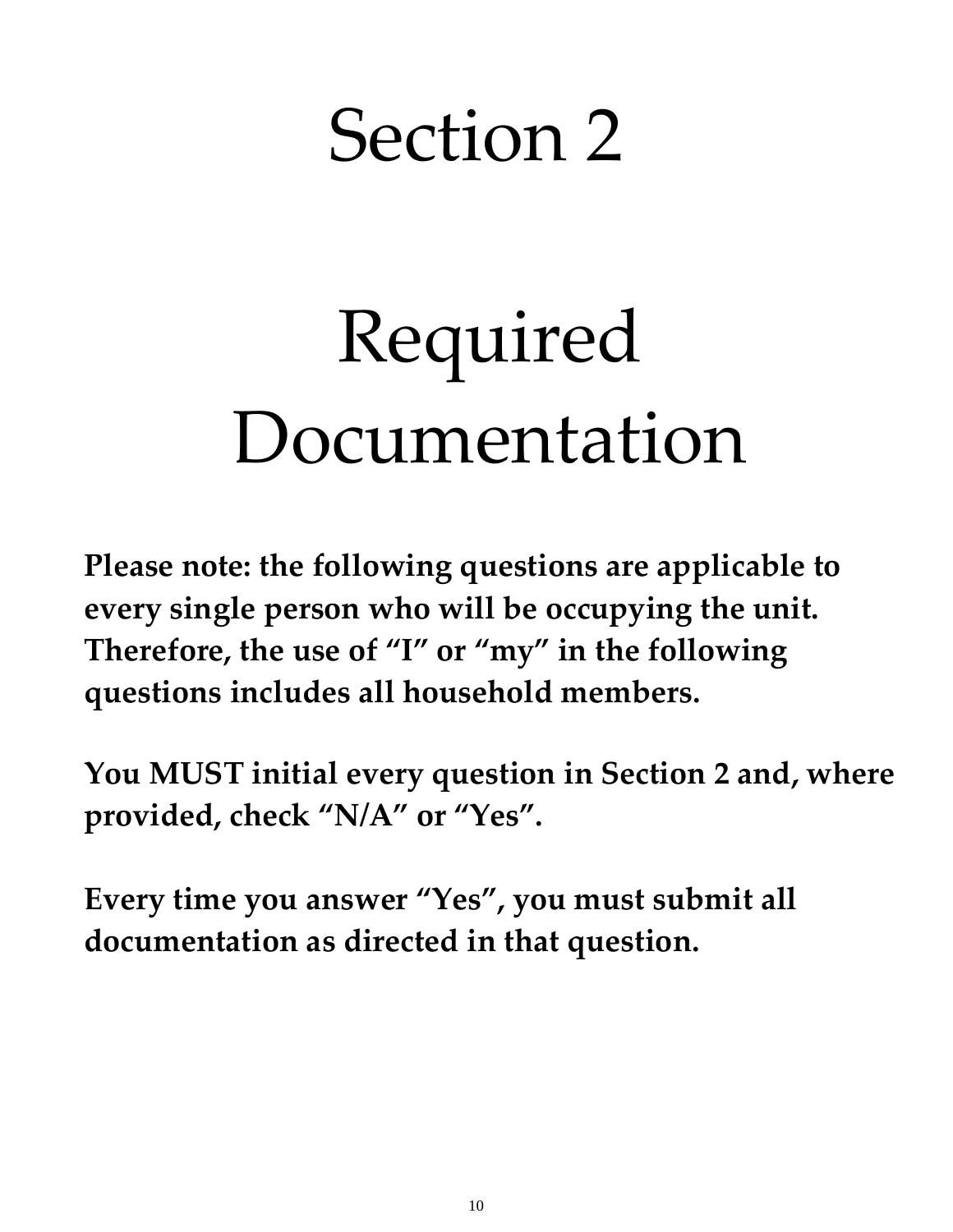# Section 2

# Required Documentation

**Please note: the following questions are applicable to every single person who will be occupying the unit. Therefore, the use of “I” or “my” in the following questions includes all household members.**

**You MUST initial every question in Section 2 and, where provided, check “N/A” or “Yes”.**

**Every time you answer “Yes”, you must submit all documentation as directed in that question.**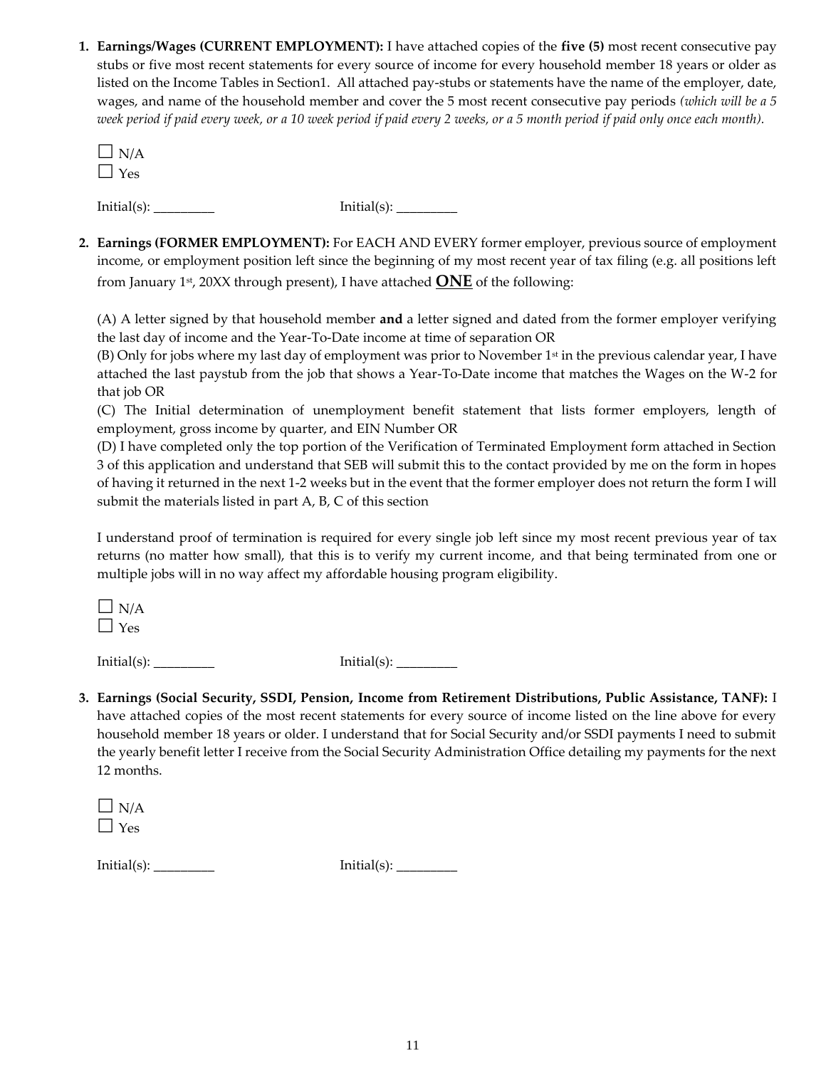1. **Earnings/Wages (CURRENT EMPLOYMENT):** I have attached copies of the **five (5)** most recent consecutive pay stubs or five most recent statements for every source of income for every household member 18 years or older as listed on the Income Tables in Section1. All attached pay-stubs or statements have the name of the employer, date, wages, and name of the household member and cover the 5 most recent consecutive pay periods *(which will be a 5 week period if paid every week, or a 10 week period if paid every 2 weeks, or a 5 month period if paid only once each month).*

   ☐ N/A
   ☐ Yes

   Initial(s): _________ Initial(s): _________

2. **Earnings (FORMER EMPLOYMENT):** For EACH AND EVERY former employer, previous source of employment income, or employment position left since the beginning of my most recent year of tax filing (e.g. all positions left from January 1st, 20XX through present), I have attached **ONE** of the following:

   (A) A letter signed by that household member **and** a letter signed and dated from the former employer verifying the last day of income and the Year-To-Date income at time of separation OR
   (B) Only for jobs where my last day of employment was prior to November 1st in the previous calendar year, I have attached the last paystub from the job that shows a Year-To-Date income that matches the Wages on the W-2 for that job OR
   (C) The Initial determination of unemployment benefit statement that lists former employers, length of employment, gross income by quarter, and EIN Number OR
   (D) I have completed only the top portion of the Verification of Terminated Employment form attached in Section 3 of this application and understand that SEB will submit this to the contact provided by me on the form in hopes of having it returned in the next 1-2 weeks but in the event that the former employer does not return the form I will submit the materials listed in part A, B, C of this section

   I understand proof of termination is required for every single job left since my most recent previous year of tax returns (no matter how small), that this is to verify my current income, and that being terminated from one or multiple jobs will in no way affect my affordable housing program eligibility.

   ☐ N/A
   ☐ Yes

   Initial(s): _________ Initial(s): _________

3. **Earnings (Social Security, SSDI, Pension, Income from Retirement Distributions, Public Assistance, TANF):** I have attached copies of the most recent statements for every source of income listed on the line above for every household member 18 years or older. I understand that for Social Security and/or SSDI payments I need to submit the yearly benefit letter I receive from the Social Security Administration Office detailing my payments for the next 12 months.

   ☐ N/A
   ☐ Yes

   Initial(s): _________ Initial(s): _________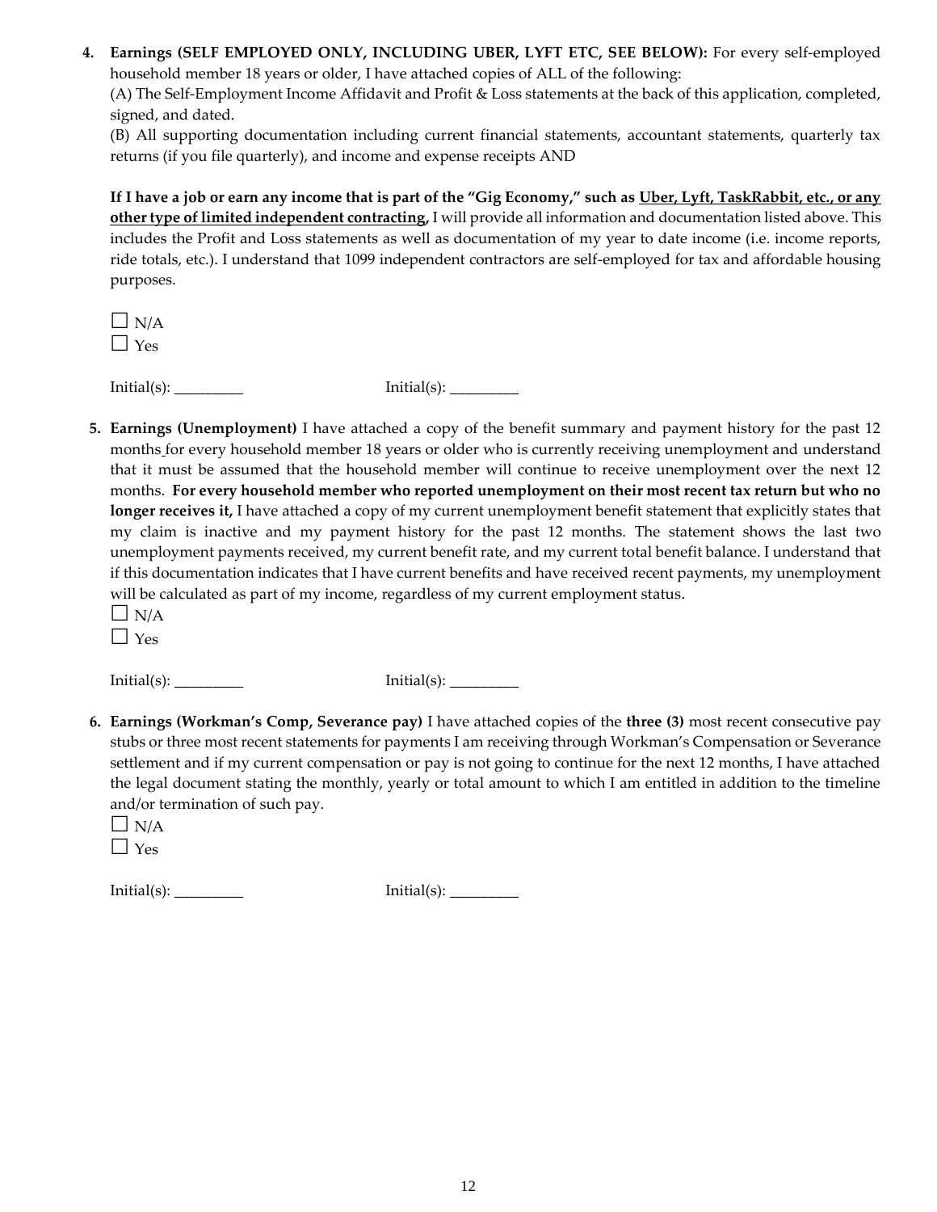4. **Earnings (SELF EMPLOYED ONLY, INCLUDING UBER, LYFT ETC, SEE BELOW):** For every self-employed household member 18 years or older, I have attached copies of ALL of the following:
   (A) The Self-Employment Income Affidavit and Profit & Loss statements at the back of this application, completed, signed, and dated.
   (B) All supporting documentation including current financial statements, accountant statements, quarterly tax returns (if you file quarterly), and income and expense receipts AND

   **If I have a job or earn any income that is part of the "Gig Economy," such as <u>Uber, Lyft, TaskRabbit, etc., or any other type of limited independent contracting</u>,** I will provide all information and documentation listed above. This includes the Profit and Loss statements as well as documentation of my year to date income (i.e. income reports, ride totals, etc.). I understand that 1099 independent contractors are self-employed for tax and affordable housing purposes.

   ☐ N/A
   ☐ Yes

   Initial(s): _________ Initial(s): _________

5. **Earnings (Unemployment)** I have attached a copy of the benefit summary and payment history for the past 12 months for every household member 18 years or older who is currently receiving unemployment and understand that it must be assumed that the household member will continue to receive unemployment over the next 12 months. **For every household member who reported unemployment on their most recent tax return but who no longer receives it,** I have attached a copy of my current unemployment benefit statement that explicitly states that my claim is inactive and my payment history for the past 12 months. The statement shows the last two unemployment payments received, my current benefit rate, and my current total benefit balance. I understand that if this documentation indicates that I have current benefits and have received recent payments, my unemployment will be calculated as part of my income, regardless of my current employment status.

   ☐ N/A
   ☐ Yes

   Initial(s): _________ Initial(s): _________

6. **Earnings (Workman's Comp, Severance pay)** I have attached copies of the **three (3)** most recent consecutive pay stubs or three most recent statements for payments I am receiving through Workman's Compensation or Severance settlement and if my current compensation or pay is not going to continue for the next 12 months, I have attached the legal document stating the monthly, yearly or total amount to which I am entitled in addition to the timeline and/or termination of such pay.

   ☐ N/A
   ☐ Yes

   Initial(s): _________ Initial(s): _________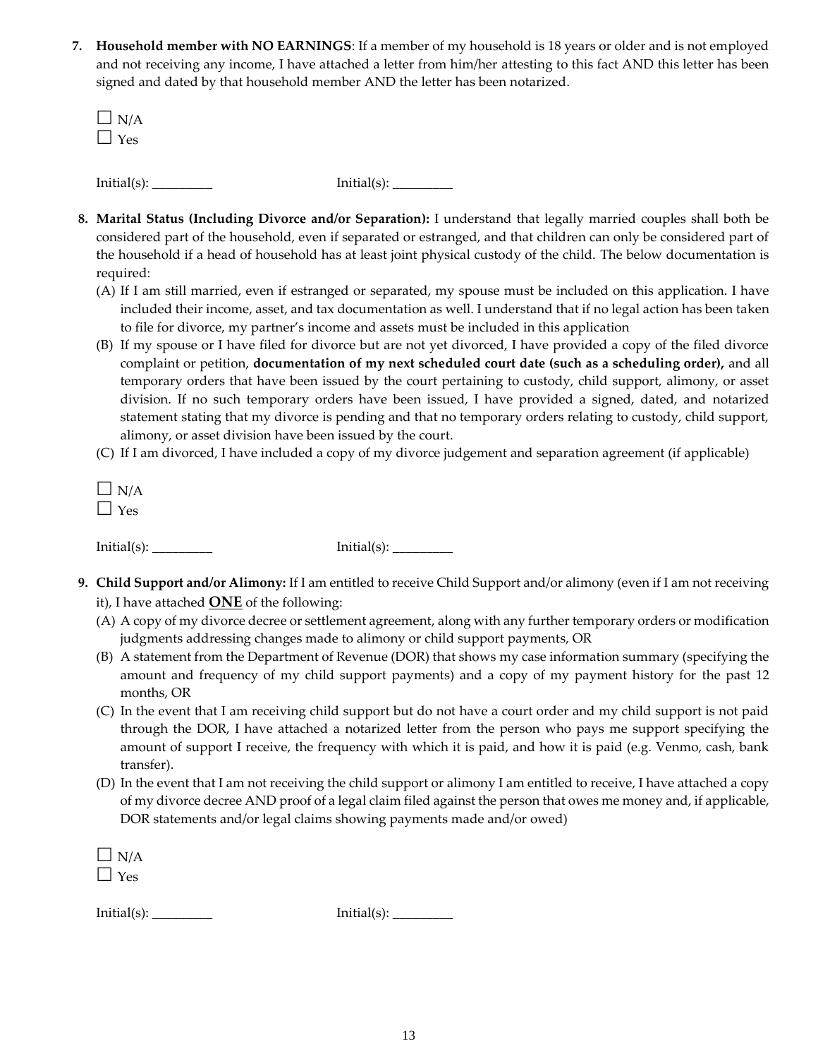7. **Household member with NO EARNINGS**: If a member of my household is 18 years or older and is not employed and not receiving any income, I have attached a letter from him/her attesting to this fact AND this letter has been signed and dated by that household member AND the letter has been notarized.

☐ N/A
☐ Yes

Initial(s): _________ Initial(s): _________

8. **Marital Status (Including Divorce and/or Separation):** I understand that legally married couples shall both be considered part of the household, even if separated or estranged, and that children can only be considered part of the household if a head of household has at least joint physical custody of the child. The below documentation is required:
   (A) If I am still married, even if estranged or separated, my spouse must be included on this application. I have included their income, asset, and tax documentation as well. I understand that if no legal action has been taken to file for divorce, my partner's income and assets must be included in this application
   (B) If my spouse or I have filed for divorce but are not yet divorced, I have provided a copy of the filed divorce complaint or petition, **documentation of my next scheduled court date (such as a scheduling order),** and all temporary orders that have been issued by the court pertaining to custody, child support, alimony, or asset division. If no such temporary orders have been issued, I have provided a signed, dated, and notarized statement stating that my divorce is pending and that no temporary orders relating to custody, child support, alimony, or asset division have been issued by the court.
   (C) If I am divorced, I have included a copy of my divorce judgement and separation agreement (if applicable)

☐ N/A
☐ Yes

Initial(s): _________ Initial(s): _________

9. **Child Support and/or Alimony:** If I am entitled to receive Child Support and/or alimony (even if I am not receiving it), I have attached **ONE** of the following:
   (A) A copy of my divorce decree or settlement agreement, along with any further temporary orders or modification judgments addressing changes made to alimony or child support payments, OR
   (B) A statement from the Department of Revenue (DOR) that shows my case information summary (specifying the amount and frequency of my child support payments) and a copy of my payment history for the past 12 months, OR
   (C) In the event that I am receiving child support but do not have a court order and my child support is not paid through the DOR, I have attached a notarized letter from the person who pays me support specifying the amount of support I receive, the frequency with which it is paid, and how it is paid (e.g. Venmo, cash, bank transfer).
   (D) In the event that I am not receiving the child support or alimony I am entitled to receive, I have attached a copy of my divorce decree AND proof of a legal claim filed against the person that owes me money and, if applicable, DOR statements and/or legal claims showing payments made and/or owed)

☐ N/A
☐ Yes

Initial(s): _________ Initial(s): _________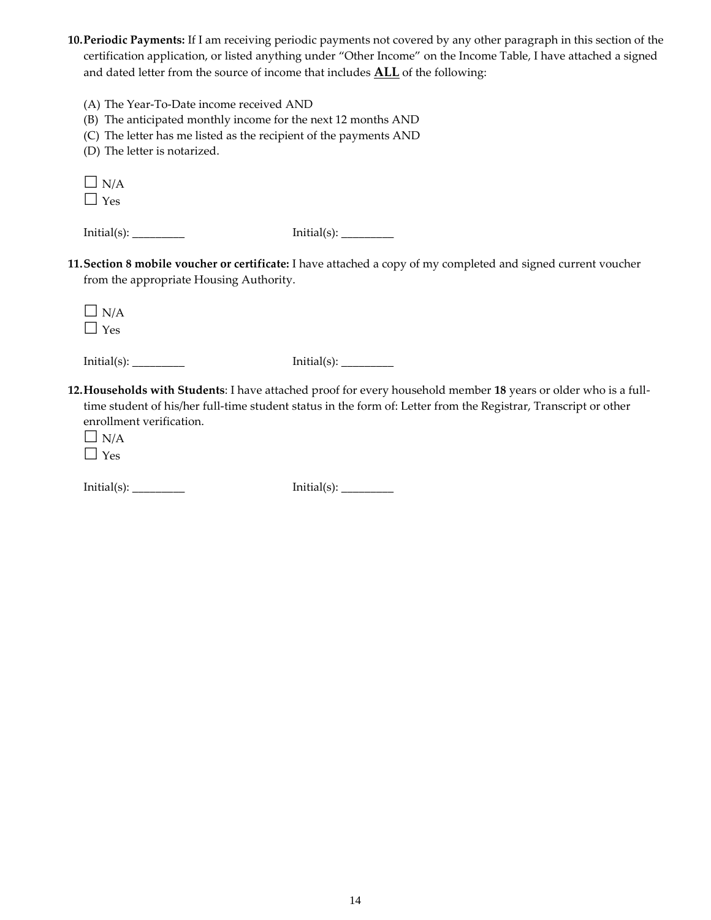10. **Periodic Payments:** If I am receiving periodic payments not covered by any other paragraph in this section of the certification application, or listed anything under "Other Income" on the Income Table, I have attached a signed and dated letter from the source of income that includes **ALL** of the following:

    (A) The Year-To-Date income received AND
    (B) The anticipated monthly income for the next 12 months AND
    (C) The letter has me listed as the recipient of the payments AND
    (D) The letter is notarized.

    ☐ N/A
    ☐ Yes

    Initial(s): _________ Initial(s): _________

11. **Section 8 mobile voucher or certificate:** I have attached a copy of my completed and signed current voucher from the appropriate Housing Authority.

    ☐ N/A
    ☐ Yes

    Initial(s): _________ Initial(s): _________

12. **Households with Students**: I have attached proof for every household member **18** years or older who is a full-time student of his/her full-time student status in the form of: Letter from the Registrar, Transcript or other enrollment verification.

    ☐ N/A
    ☐ Yes

    Initial(s): _________ Initial(s): _________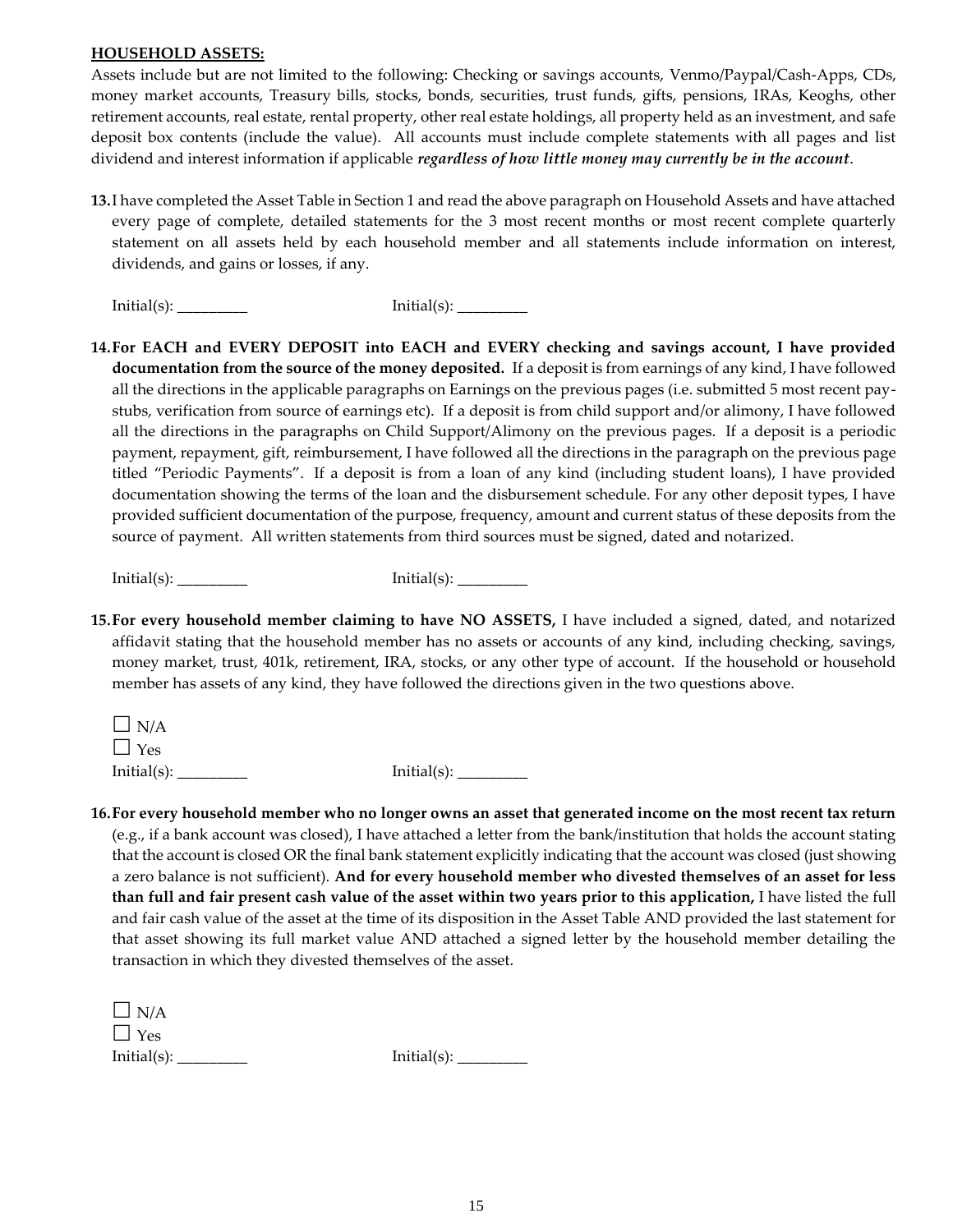**<u>HOUSEHOLD ASSETS:</u>**

Assets include but are not limited to the following: Checking or savings accounts, Venmo/Paypal/Cash-Apps, CDs, money market accounts, Treasury bills, stocks, bonds, securities, trust funds, gifts, pensions, IRAs, Keoghs, other retirement accounts, real estate, rental property, other real estate holdings, all property held as an investment, and safe deposit box contents (include the value). All accounts must include complete statements with all pages and list dividend and interest information if applicable ***regardless of how little money may currently be in the account***.

**13.** I have completed the Asset Table in Section 1 and read the above paragraph on Household Assets and have attached every page of complete, detailed statements for the 3 most recent months or most recent complete quarterly statement on all assets held by each household member and all statements include information on interest, dividends, and gains or losses, if any.

Initial(s): _________ Initial(s): _________

**14. For EACH and EVERY DEPOSIT into EACH and EVERY checking and savings account, I have provided documentation from the source of the money deposited.** If a deposit is from earnings of any kind, I have followed all the directions in the applicable paragraphs on Earnings on the previous pages (i.e. submitted 5 most recent pay-stubs, verification from source of earnings etc). If a deposit is from child support and/or alimony, I have followed all the directions in the paragraphs on Child Support/Alimony on the previous pages. If a deposit is a periodic payment, repayment, gift, reimbursement, I have followed all the directions in the paragraph on the previous page titled "Periodic Payments". If a deposit is from a loan of any kind (including student loans), I have provided documentation showing the terms of the loan and the disbursement schedule. For any other deposit types, I have provided sufficient documentation of the purpose, frequency, amount and current status of these deposits from the source of payment. All written statements from third sources must be signed, dated and notarized.

Initial(s): _________ Initial(s): _________

**15. For every household member claiming to have NO ASSETS,** I have included a signed, dated, and notarized affidavit stating that the household member has no assets or accounts of any kind, including checking, savings, money market, trust, 401k, retirement, IRA, stocks, or any other type of account. If the household or household member has assets of any kind, they have followed the directions given in the two questions above.

☐ N/A
☐ Yes
Initial(s): _________ Initial(s): _________

**16. For every household member who no longer owns an asset that generated income on the most recent tax return** (e.g., if a bank account was closed), I have attached a letter from the bank/institution that holds the account stating that the account is closed OR the final bank statement explicitly indicating that the account was closed (just showing a zero balance is not sufficient). **And for every household member who divested themselves of an asset for less than full and fair present cash value of the asset within two years prior to this application,** I have listed the full and fair cash value of the asset at the time of its disposition in the Asset Table AND provided the last statement for that asset showing its full market value AND attached a signed letter by the household member detailing the transaction in which they divested themselves of the asset.

☐ N/A
☐ Yes
Initial(s): _________ Initial(s): _________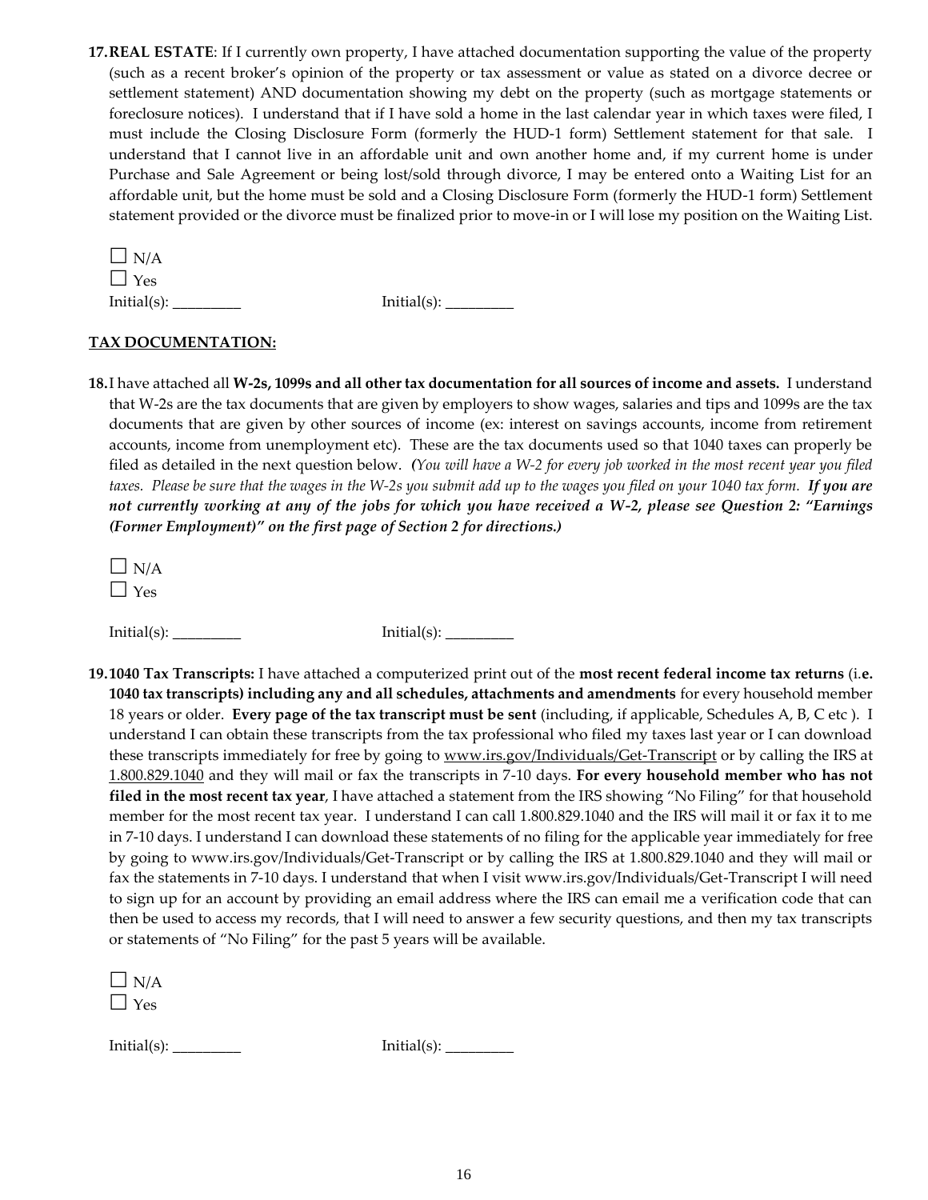**17. REAL ESTATE**: If I currently own property, I have attached documentation supporting the value of the property (such as a recent broker's opinion of the property or tax assessment or value as stated on a divorce decree or settlement statement) AND documentation showing my debt on the property (such as mortgage statements or foreclosure notices). I understand that if I have sold a home in the last calendar year in which taxes were filed, I must include the Closing Disclosure Form (formerly the HUD-1 form) Settlement statement for that sale. I understand that I cannot live in an affordable unit and own another home and, if my current home is under Purchase and Sale Agreement or being lost/sold through divorce, I may be entered onto a Waiting List for an affordable unit, but the home must be sold and a Closing Disclosure Form (formerly the HUD-1 form) Settlement statement provided or the divorce must be finalized prior to move-in or I will lose my position on the Waiting List.

☐ N/A
☐ Yes
Initial(s): _________ Initial(s): _________

## TAX DOCUMENTATION:

**18.** I have attached all **W-2s, 1099s and all other tax documentation for all sources of income and assets.** I understand that W-2s are the tax documents that are given by employers to show wages, salaries and tips and 1099s are the tax documents that are given by other sources of income (ex: interest on savings accounts, income from retirement accounts, income from unemployment etc). These are the tax documents used so that 1040 taxes can properly be filed as detailed in the next question below. *(You will have a W-2 for every job worked in the most recent year you filed taxes. Please be sure that the wages in the W-2s you submit add up to the wages you filed on your 1040 tax form.* ***If you are not currently working at any of the jobs for which you have received a W-2, please see Question 2: "Earnings (Former Employment)" on the first page of Section 2 for directions.)***

☐ N/A
☐ Yes

Initial(s): _________ Initial(s): _________

**19. 1040 Tax Transcripts:** I have attached a computerized print out of the **most recent federal income tax returns** (i.**e. 1040 tax transcripts) including any and all schedules, attachments and amendments** for every household member 18 years or older. **Every page of the tax transcript must be sent** (including, if applicable, Schedules A, B, C etc ). I understand I can obtain these transcripts from the tax professional who filed my taxes last year or I can download these transcripts immediately for free by going to www.irs.gov/Individuals/Get-Transcript or by calling the IRS at 1.800.829.1040 and they will mail or fax the transcripts in 7-10 days. **For every household member who has not filed in the most recent tax year**, I have attached a statement from the IRS showing "No Filing" for that household member for the most recent tax year. I understand I can call 1.800.829.1040 and the IRS will mail it or fax it to me in 7-10 days. I understand I can download these statements of no filing for the applicable year immediately for free by going to www.irs.gov/Individuals/Get-Transcript or by calling the IRS at 1.800.829.1040 and they will mail or fax the statements in 7-10 days. I understand that when I visit www.irs.gov/Individuals/Get-Transcript I will need to sign up for an account by providing an email address where the IRS can email me a verification code that can then be used to access my records, that I will need to answer a few security questions, and then my tax transcripts or statements of "No Filing" for the past 5 years will be available.

☐ N/A
☐ Yes

Initial(s): _________ Initial(s): _________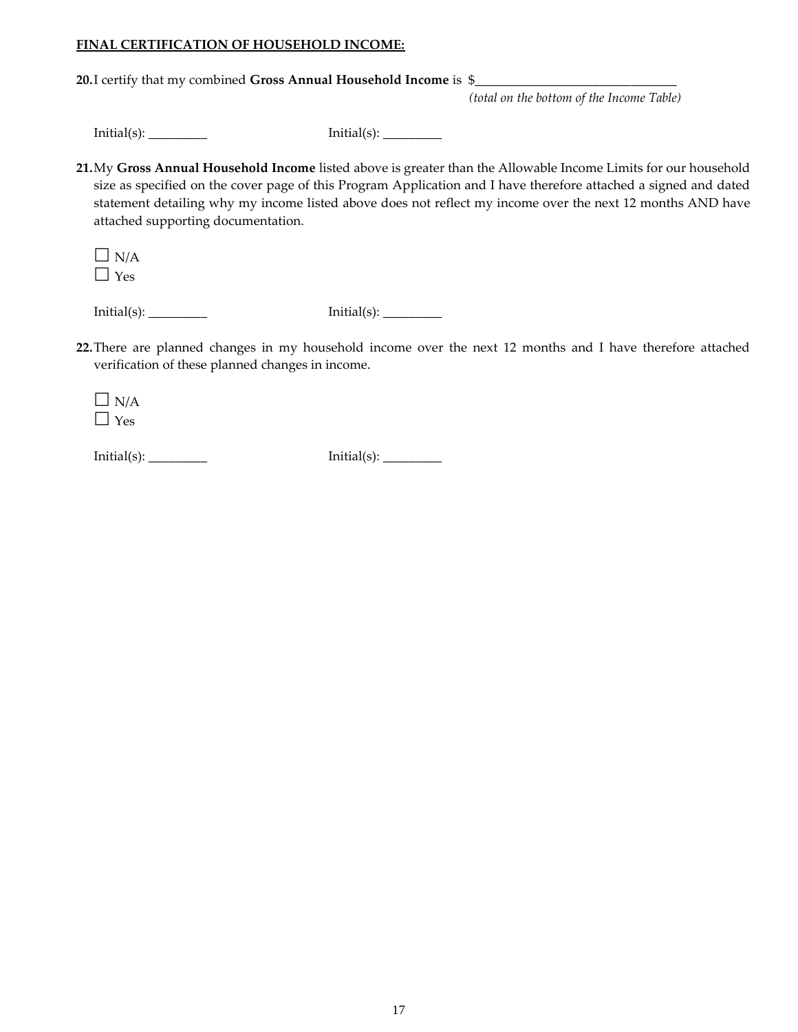**FINAL CERTIFICATION OF HOUSEHOLD INCOME:**

**20.** I certify that my combined **Gross Annual Household Income** is $________________________________
*(total on the bottom of the Income Table)*

Initial(s): _________ Initial(s): _________

**21.** My **Gross Annual Household Income** listed above is greater than the Allowable Income Limits for our household size as specified on the cover page of this Program Application and I have therefore attached a signed and dated statement detailing why my income listed above does not reflect my income over the next 12 months AND have attached supporting documentation.

☐ N/A
☐ Yes

Initial(s): _________ Initial(s): _________

**22.** There are planned changes in my household income over the next 12 months and I have therefore attached verification of these planned changes in income.

☐ N/A
☐ Yes

Initial(s): _________ Initial(s): _________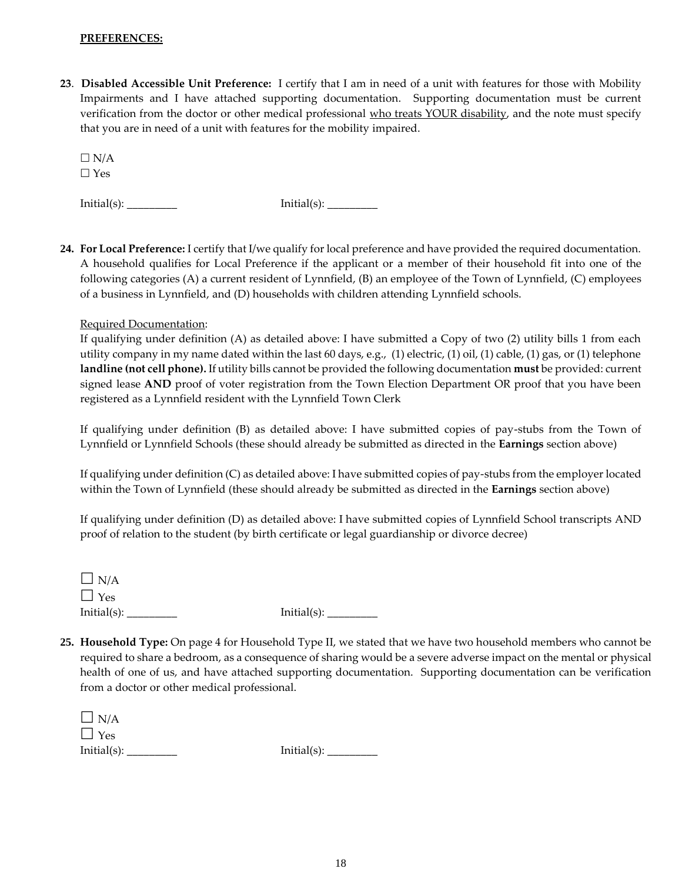**PREFERENCES:**

**23**. **Disabled Accessible Unit Preference:** I certify that I am in need of a unit with features for those with Mobility Impairments and I have attached supporting documentation. Supporting documentation must be current verification from the doctor or other medical professional who treats YOUR disability, and the note must specify that you are in need of a unit with features for the mobility impaired.

☐ N/A
☐ Yes

Initial(s): _________ Initial(s): _________

**24. For Local Preference:** I certify that I/we qualify for local preference and have provided the required documentation. A household qualifies for Local Preference if the applicant or a member of their household fit into one of the following categories (A) a current resident of Lynnfield, (B) an employee of the Town of Lynnfield, (C) employees of a business in Lynnfield, and (D) households with children attending Lynnfield schools.

Required Documentation:
If qualifying under definition (A) as detailed above: I have submitted a Copy of two (2) utility bills 1 from each utility company in my name dated within the last 60 days, e.g., (1) electric, (1) oil, (1) cable, (1) gas, or (1) telephone **landline (not cell phone).** If utility bills cannot be provided the following documentation **must** be provided: current signed lease **AND** proof of voter registration from the Town Election Department OR proof that you have been registered as a Lynnfield resident with the Lynnfield Town Clerk

If qualifying under definition (B) as detailed above: I have submitted copies of pay-stubs from the Town of Lynnfield or Lynnfield Schools (these should already be submitted as directed in the **Earnings** section above)

If qualifying under definition (C) as detailed above: I have submitted copies of pay-stubs from the employer located within the Town of Lynnfield (these should already be submitted as directed in the **Earnings** section above)

If qualifying under definition (D) as detailed above: I have submitted copies of Lynnfield School transcripts AND proof of relation to the student (by birth certificate or legal guardianship or divorce decree)

☐ N/A
☐ Yes
Initial(s): _________ Initial(s): _________

**25. Household Type:** On page 4 for Household Type II, we stated that we have two household members who cannot be required to share a bedroom, as a consequence of sharing would be a severe adverse impact on the mental or physical health of one of us, and have attached supporting documentation. Supporting documentation can be verification from a doctor or other medical professional.

☐ N/A
☐ Yes
Initial(s): _________ Initial(s): _________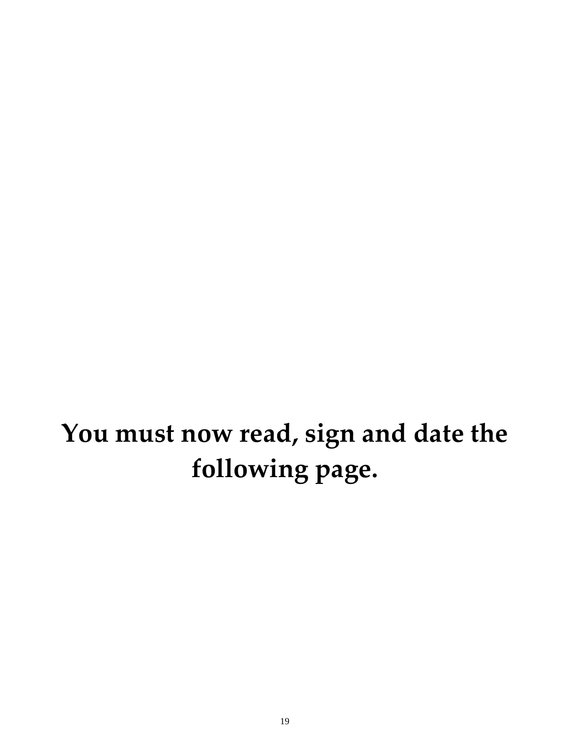**You must now read, sign and date the following page.**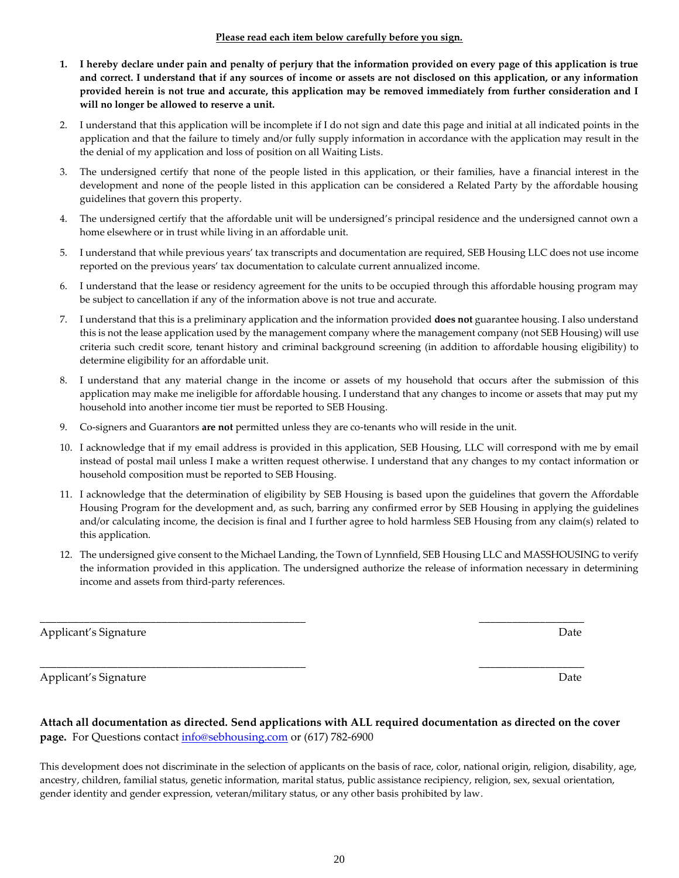**<u>Please read each item below carefully before you sign.</u>**

1. **I hereby declare under pain and penalty of perjury that the information provided on every page of this application is true and correct. I understand that if any sources of income or assets are not disclosed on this application, or any information provided herein is not true and accurate, this application may be removed immediately from further consideration and I will no longer be allowed to reserve a unit.**
2. I understand that this application will be incomplete if I do not sign and date this page and initial at all indicated points in the application and that the failure to timely and/or fully supply information in accordance with the application may result in the the denial of my application and loss of position on all Waiting Lists.
3. The undersigned certify that none of the people listed in this application, or their families, have a financial interest in the development and none of the people listed in this application can be considered a Related Party by the affordable housing guidelines that govern this property.
4. The undersigned certify that the affordable unit will be undersigned's principal residence and the undersigned cannot own a home elsewhere or in trust while living in an affordable unit.
5. I understand that while previous years' tax transcripts and documentation are required, SEB Housing LLC does not use income reported on the previous years' tax documentation to calculate current annualized income.
6. I understand that the lease or residency agreement for the units to be occupied through this affordable housing program may be subject to cancellation if any of the information above is not true and accurate.
7. I understand that this is a preliminary application and the information provided **does not** guarantee housing. I also understand this is not the lease application used by the management company where the management company (not SEB Housing) will use criteria such credit score, tenant history and criminal background screening (in addition to affordable housing eligibility) to determine eligibility for an affordable unit.
8. I understand that any material change in the income or assets of my household that occurs after the submission of this application may make me ineligible for affordable housing. I understand that any changes to income or assets that may put my household into another income tier must be reported to SEB Housing.
9. Co-signers and Guarantors **are not** permitted unless they are co-tenants who will reside in the unit.
10. I acknowledge that if my email address is provided in this application, SEB Housing, LLC will correspond with me by email instead of postal mail unless I make a written request otherwise. I understand that any changes to my contact information or household composition must be reported to SEB Housing.
11. I acknowledge that the determination of eligibility by SEB Housing is based upon the guidelines that govern the Affordable Housing Program for the development and, as such, barring any confirmed error by SEB Housing in applying the guidelines and/or calculating income, the decision is final and I further agree to hold harmless SEB Housing from any claim(s) related to this application.
12. The undersigned give consent to the Michael Landing, the Town of Lynnfield, SEB Housing LLC and MASSHOUSING to verify the information provided in this application. The undersigned authorize the release of information necessary in determining income and assets from third-party references.

\_\_\_\_\_\_\_\_\_\_\_\_\_\_\_\_\_\_\_\_\_\_\_\_\_\_\_\_\_\_\_\_\_\_\_\_\_\_\_\_\_\_\_\_ \_\_\_\_\_\_\_\_\_\_\_\_\_\_\_\_\_\_

Applicant's Signature Date

\_\_\_\_\_\_\_\_\_\_\_\_\_\_\_\_\_\_\_\_\_\_\_\_\_\_\_\_\_\_\_\_\_\_\_\_\_\_\_\_\_\_\_\_ \_\_\_\_\_\_\_\_\_\_\_\_\_\_\_\_\_\_

Applicant's Signature Date

**Attach all documentation as directed. Send applications with ALL required documentation as directed on the cover page.** For Questions contact [info@sebhousing.com](mailto:info@sebhousing.com) or (617) 782-6900

This development does not discriminate in the selection of applicants on the basis of race, color, national origin, religion, disability, age, ancestry, children, familial status, genetic information, marital status, public assistance recipiency, religion, sex, sexual orientation, gender identity and gender expression, veteran/military status, or any other basis prohibited by law.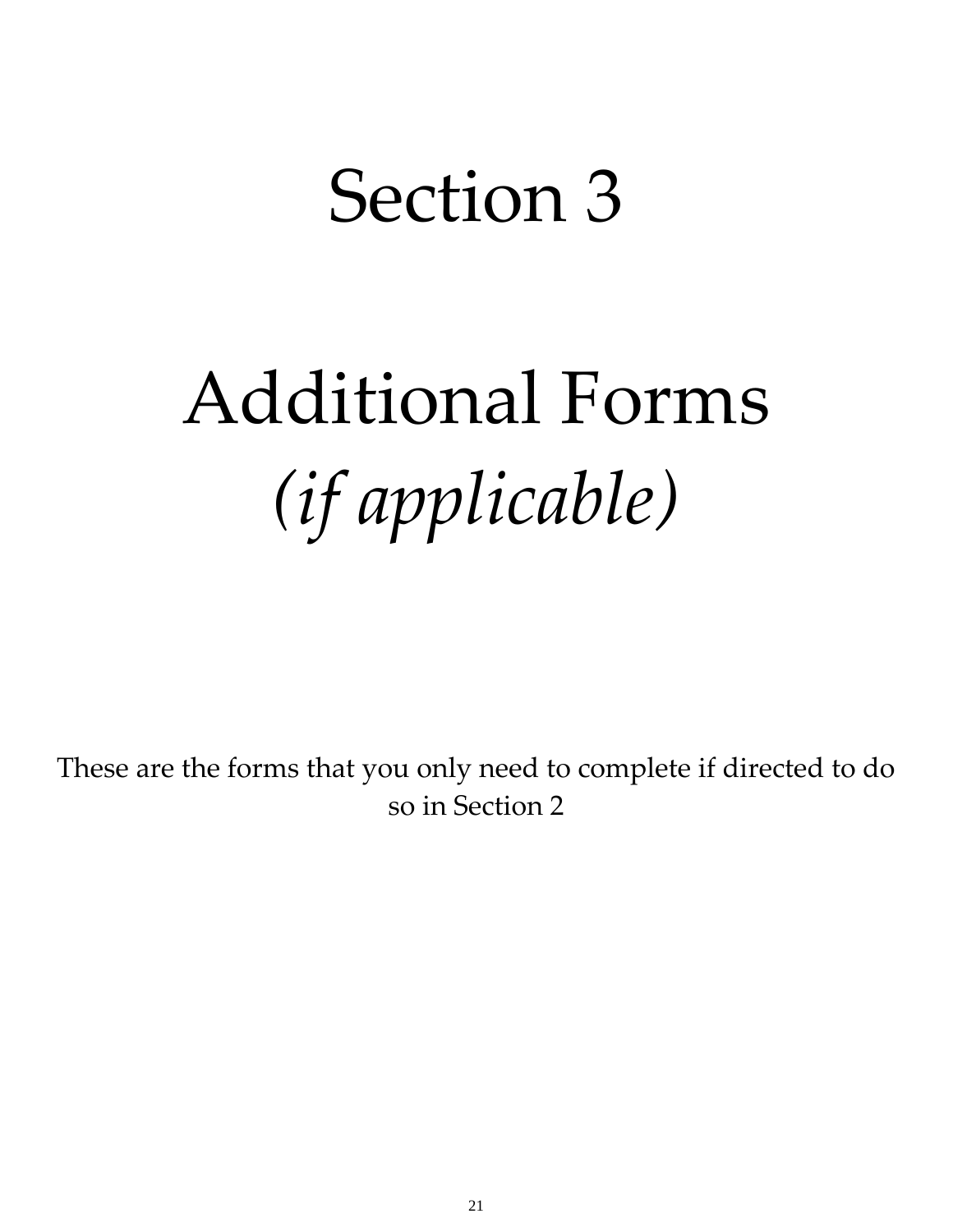# Section 3

# Additional Forms

# *(if applicable)*

These are the forms that you only need to complete if directed to do so in Section 2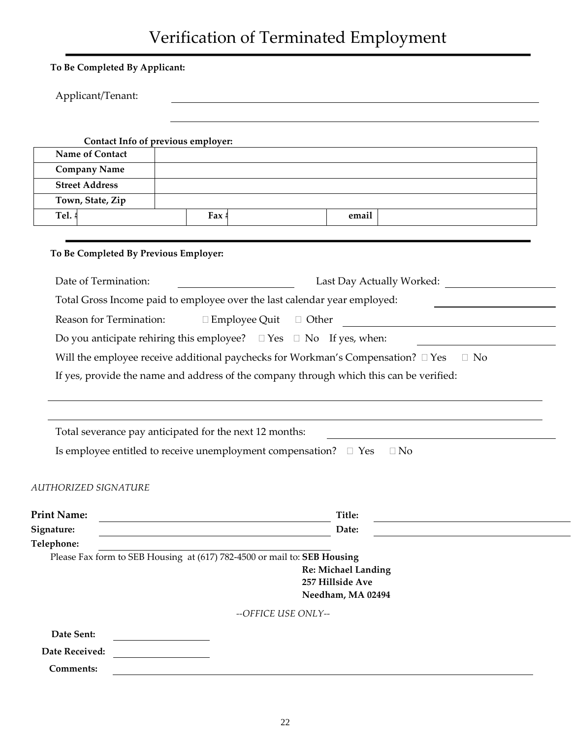# Verification of Terminated Employment

**To Be Completed By Applicant:**

Applicant/Tenant: \_\_\_\_\_\_\_\_\_\_\_\_\_\_\_\_\_\_\_\_\_\_\_\_\_\_\_\_\_\_\_\_\_\_\_\_\_\_\_\_

\_\_\_\_\_\_\_\_\_\_\_\_\_\_\_\_\_\_\_\_\_\_\_\_\_\_\_\_\_\_\_\_\_\_\_\_\_\_\_\_

**Contact Info of previous employer:**

| **Name of Contact** | | | | | |
|---|---|---|---|---|---|
| **Company Name** | | | | | |
| **Street Address** | | | | | |
| **Town, State, Zip** | | | | | |
| **Tel. #** | | **Fax #** | | **email** | |

**To Be Completed By Previous Employer:**

Date of Termination: \_\_\_\_\_\_\_\_\_\_\_\_\_\_\_\_ Last Day Actually Worked: \_\_\_\_\_\_\_\_\_\_\_\_\_\_\_\_

Total Gross Income paid to employee over the last calendar year employed: \_\_\_\_\_\_\_\_\_\_\_\_\_\_\_\_

Reason for Termination: ☐ Employee Quit ☐ Other \_\_\_\_\_\_\_\_\_\_\_\_\_\_\_\_\_\_\_\_\_\_\_\_

Do you anticipate rehiring this employee? ☐ Yes ☐ No If yes, when: \_\_\_\_\_\_\_\_\_\_\_\_\_\_\_\_

Will the employee receive additional paychecks for Workman's Compensation? ☐ Yes ☐ No

If yes, provide the name and address of the company through which this can be verified:

\_\_\_\_\_\_\_\_\_\_\_\_\_\_\_\_\_\_\_\_\_\_\_\_\_\_\_\_\_\_\_\_\_\_\_\_\_\_\_\_\_\_\_\_\_\_\_\_\_\_\_\_\_\_\_\_

\_\_\_\_\_\_\_\_\_\_\_\_\_\_\_\_\_\_\_\_\_\_\_\_\_\_\_\_\_\_\_\_\_\_\_\_\_\_\_\_\_\_\_\_\_\_\_\_\_\_\_\_\_\_\_\_

Total severance pay anticipated for the next 12 months: \_\_\_\_\_\_\_\_\_\_\_\_\_\_\_\_\_\_\_\_\_\_\_\_

Is employee entitled to receive unemployment compensation? ☐ Yes ☐ No

*AUTHORIZED SIGNATURE*

**Print Name:** \_\_\_\_\_\_\_\_\_\_\_\_\_\_\_\_\_\_\_\_\_\_\_\_\_\_\_\_ **Title:** \_\_\_\_\_\_\_\_\_\_\_\_\_\_\_\_\_\_\_\_\_\_\_\_

**Signature:** \_\_\_\_\_\_\_\_\_\_\_\_\_\_\_\_\_\_\_\_\_\_\_\_\_\_\_\_ **Date:** \_\_\_\_\_\_\_\_\_\_\_\_\_\_\_\_\_\_\_\_\_\_\_\_

**Telephone:** \_\_\_\_\_\_\_\_\_\_\_\_\_\_\_\_\_\_\_\_\_\_\_\_\_\_\_\_

Please Fax form to SEB Housing at (617) 782-4500 or mail to: **SEB Housing**
**Re: Michael Landing**
**257 Hillside Ave**
**Needham, MA 02494**

*--OFFICE USE ONLY--*

**Date Sent:** \_\_\_\_\_\_\_\_\_\_\_\_\_\_\_\_

**Date Received:** \_\_\_\_\_\_\_\_\_\_\_\_\_\_\_\_

**Comments:** \_\_\_\_\_\_\_\_\_\_\_\_\_\_\_\_\_\_\_\_\_\_\_\_\_\_\_\_\_\_\_\_\_\_\_\_\_\_\_\_\_\_\_\_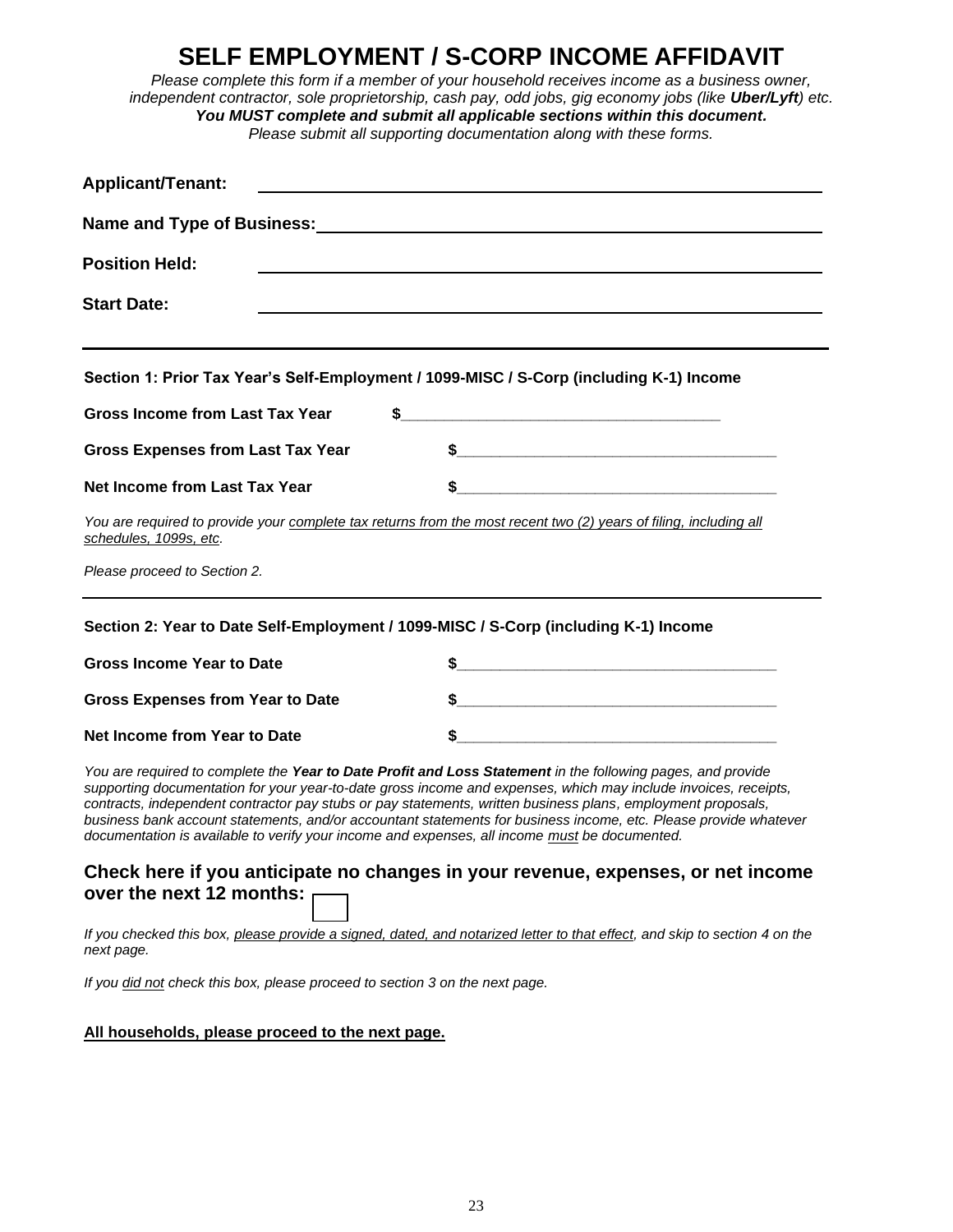# SELF EMPLOYMENT / S-CORP INCOME AFFIDAVIT

*Please complete this form if a member of your household receives income as a business owner, independent contractor, sole proprietorship, cash pay, odd jobs, gig economy jobs (like **Uber/Lyft**) etc.*
***You MUST complete and submit all applicable sections within this document.***
*Please submit all supporting documentation along with these forms.*

**Applicant/Tenant:** ______________________________________________

**Name and Type of Business:** ______________________________________________

**Position Held:** ______________________________________________

**Start Date:** ______________________________________________

---

**Section 1: Prior Tax Year's Self-Employment / 1099-MISC / S-Corp (including K-1) Income**

**Gross Income from Last Tax Year** **$**_____________________________________

**Gross Expenses from Last Tax Year** **$**_____________________________________

**Net Income from Last Tax Year** **$**_____________________________________

*You are required to provide your complete tax returns from the most recent two (2) years of filing, including all schedules, 1099s, etc.*

*Please proceed to Section 2.*

---

**Section 2: Year to Date Self-Employment / 1099-MISC / S-Corp (including K-1) Income**

**Gross Income Year to Date** **$**_____________________________________

**Gross Expenses from Year to Date** **$**_____________________________________

**Net Income from Year to Date** **$**_____________________________________

*You are required to complete the **Year to Date Profit and Loss Statement** in the following pages, and provide supporting documentation for your year-to-date gross income and expenses, which may include invoices, receipts, contracts, independent contractor pay stubs or pay statements, written business plans, employment proposals, business bank account statements, and/or accountant statements for business income, etc. Please provide whatever documentation is available to verify your income and expenses, all income must be documented.*

## Check here if you anticipate no changes in your revenue, expenses, or net income over the next 12 months: ☐

*If you checked this box, please provide a signed, dated, and notarized letter to that effect, and skip to section 4 on the next page.*

*If you did not check this box, please proceed to section 3 on the next page.*

**All households, please proceed to the next page.**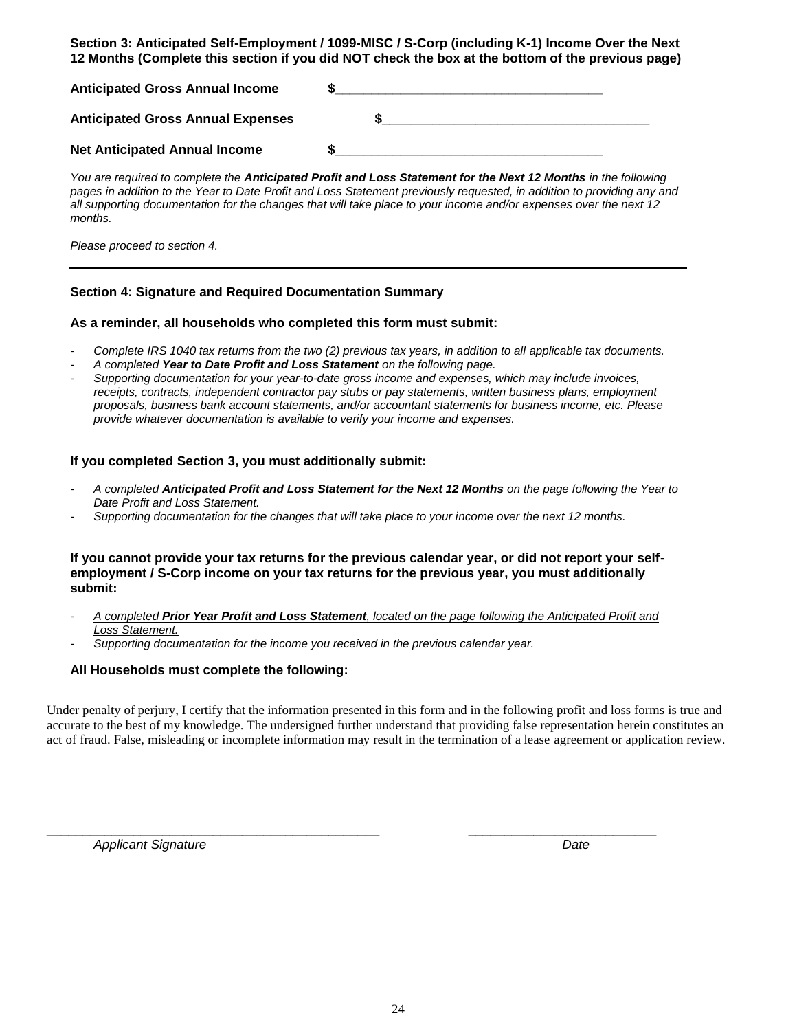**Section 3: Anticipated Self-Employment / 1099-MISC / S-Corp (including K-1) Income Over the Next 12 Months (Complete this section if you did NOT check the box at the bottom of the previous page)**

**Anticipated Gross Annual Income** $______________________________________

**Anticipated Gross Annual Expenses** $______________________________________

**Net Anticipated Annual Income** $______________________________________

*You are required to complete the **Anticipated Profit and Loss Statement for the Next 12 Months** in the following pages <u>in addition to</u> the Year to Date Profit and Loss Statement previously requested, in addition to providing any and all supporting documentation for the changes that will take place to your income and/or expenses over the next 12 months.*

*Please proceed to section 4.*

---

**Section 4: Signature and Required Documentation Summary**

**As a reminder, all households who completed this form must submit:**

- *Complete IRS 1040 tax returns from the two (2) previous tax years, in addition to all applicable tax documents.*
- *A completed **Year to Date Profit and Loss Statement** on the following page.*
- *Supporting documentation for your year-to-date gross income and expenses, which may include invoices, receipts, contracts, independent contractor pay stubs or pay statements, written business plans, employment proposals, business bank account statements, and/or accountant statements for business income, etc. Please provide whatever documentation is available to verify your income and expenses.*

**If you completed Section 3, you must additionally submit:**

- *A completed **Anticipated Profit and Loss Statement for the Next 12 Months** on the page following the Year to Date Profit and Loss Statement.*
- *Supporting documentation for the changes that will take place to your income over the next 12 months.*

**If you cannot provide your tax returns for the previous calendar year, or did not report your self-employment / S-Corp income on your tax returns for the previous year, you must additionally submit:**

- <u>*A completed **Prior Year Profit and Loss Statement**, located on the page following the Anticipated Profit and Loss Statement.*</u>
- *Supporting documentation for the income you received in the previous calendar year.*

**All Households must complete the following:**

Under penalty of perjury, I certify that the information presented in this form and in the following profit and loss forms is true and accurate to the best of my knowledge. The undersigned further understand that providing false representation herein constitutes an act of fraud. False, misleading or incomplete information may result in the termination of a lease agreement or application review.

_______________________________________________ &nbsp;&nbsp;&nbsp;&nbsp; __________________________

*Applicant Signature* &nbsp;&nbsp;&nbsp;&nbsp; *Date*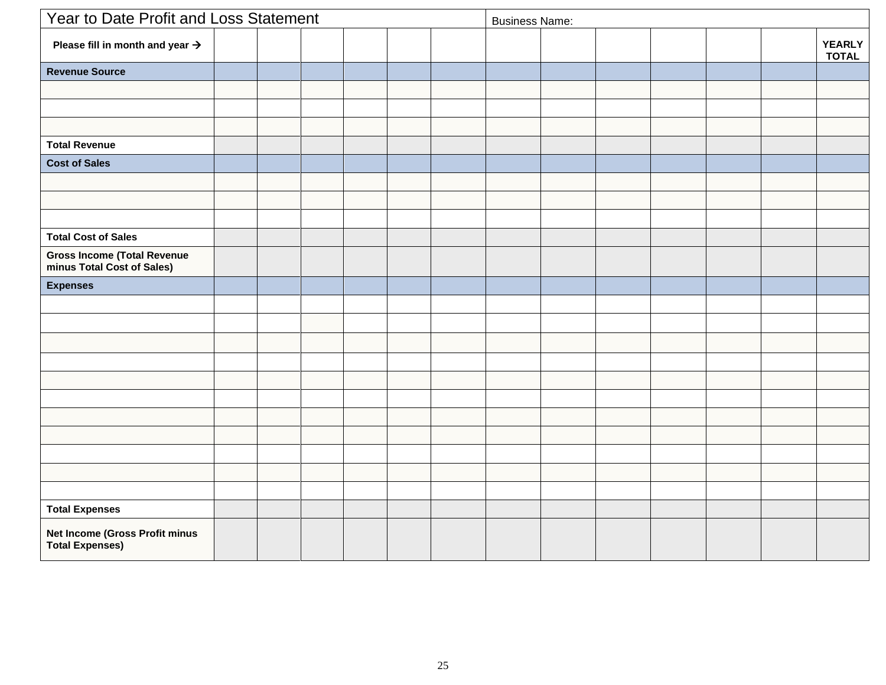| Year to Date Profit and Loss Statement | | | | | | | Business Name: | | | | | | |
|---|---|---|---|---|---|---|---|---|---|---|---|---|---|
| **Please fill in month and year →** | | | | | | | | | | | | | **YEARLY TOTAL** |
| **Revenue Source** | | | | | | | | | | | | | |
| | | | | | | | | | | | | | |
| | | | | | | | | | | | | | |
| | | | | | | | | | | | | | |
| **Total Revenue** | | | | | | | | | | | | | |
| **Cost of Sales** | | | | | | | | | | | | | |
| | | | | | | | | | | | | | |
| | | | | | | | | | | | | | |
| | | | | | | | | | | | | | |
| **Total Cost of Sales** | | | | | | | | | | | | | |
| **Gross Income (Total Revenue minus Total Cost of Sales)** | | | | | | | | | | | | | |
| **Expenses** | | | | | | | | | | | | | |
| | | | | | | | | | | | | | |
| | | | | | | | | | | | | | |
| | | | | | | | | | | | | | |
| | | | | | | | | | | | | | |
| | | | | | | | | | | | | | |
| | | | | | | | | | | | | | |
| | | | | | | | | | | | | | |
| | | | | | | | | | | | | | |
| | | | | | | | | | | | | | |
| | | | | | | | | | | | | | |
| | | | | | | | | | | | | | |
| **Total Expenses** | | | | | | | | | | | | | |
| **Net Income (Gross Profit minus Total Expenses)** | | | | | | | | | | | | | |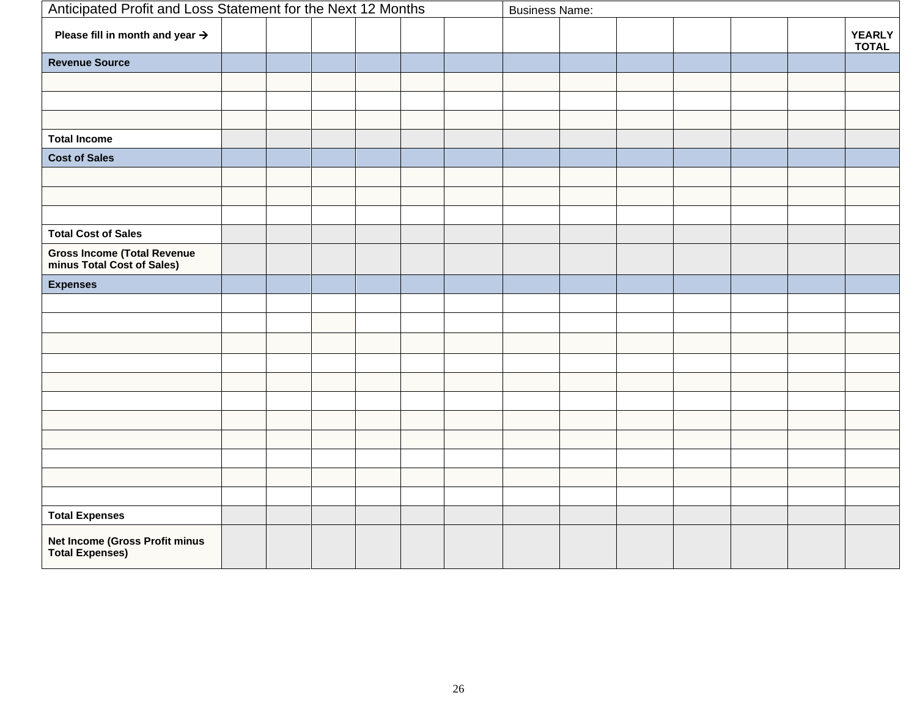| Anticipated Profit and Loss Statement for the Next 12 Months | | | | | | | Business Name: | | | | | | |
|---|---|---|---|---|---|---|---|---|---|---|---|---|---|
| **Please fill in month and year →** | | | | | | | | | | | | | **YEARLY TOTAL** |
| **Revenue Source** | | | | | | | | | | | | | |
| | | | | | | | | | | | | | |
| | | | | | | | | | | | | | |
| | | | | | | | | | | | | | |
| **Total Income** | | | | | | | | | | | | | |
| **Cost of Sales** | | | | | | | | | | | | | |
| | | | | | | | | | | | | | |
| | | | | | | | | | | | | | |
| | | | | | | | | | | | | | |
| **Total Cost of Sales** | | | | | | | | | | | | | |
| **Gross Income (Total Revenue minus Total Cost of Sales)** | | | | | | | | | | | | | |
| **Expenses** | | | | | | | | | | | | | |
| | | | | | | | | | | | | | |
| | | | | | | | | | | | | | |
| | | | | | | | | | | | | | |
| | | | | | | | | | | | | | |
| | | | | | | | | | | | | | |
| | | | | | | | | | | | | | |
| | | | | | | | | | | | | | |
| | | | | | | | | | | | | | |
| | | | | | | | | | | | | | |
| | | | | | | | | | | | | | |
| | | | | | | | | | | | | | |
| **Total Expenses** | | | | | | | | | | | | | |
| **Net Income (Gross Profit minus Total Expenses)** | | | | | | | | | | | | | |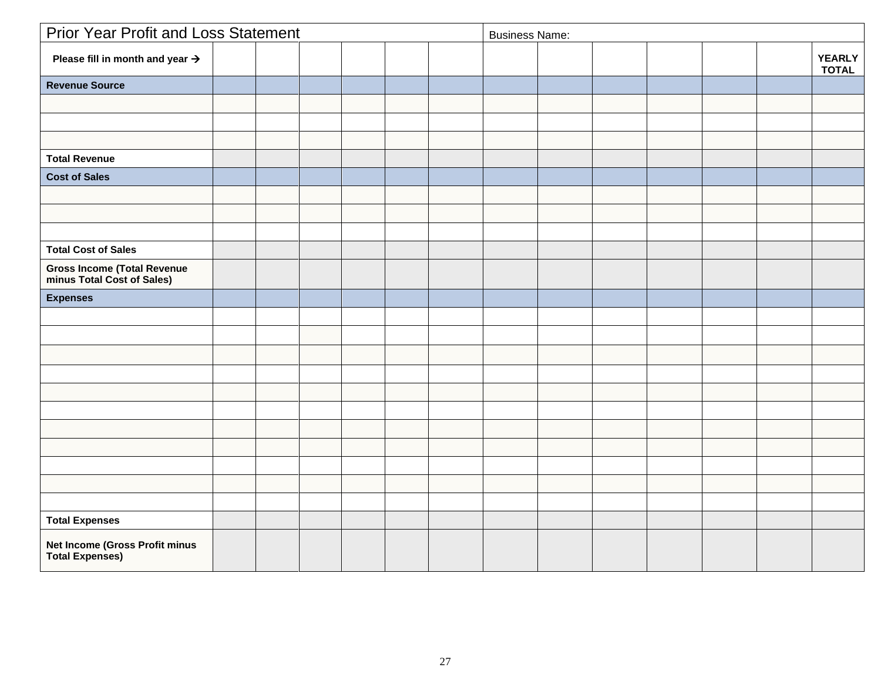# Prior Year Profit and Loss Statement

Business Name:

| Please fill in month and year → | | | | | | | | | | | | | YEARLY TOTAL |
|---|---|---|---|---|---|---|---|---|---|---|---|---|---|
| **Revenue Source** | | | | | | | | | | | | | |
| | | | | | | | | | | | | | |
| | | | | | | | | | | | | | |
| | | | | | | | | | | | | | |
| **Total Revenue** | | | | | | | | | | | | | |
| **Cost of Sales** | | | | | | | | | | | | | |
| | | | | | | | | | | | | | |
| | | | | | | | | | | | | | |
| | | | | | | | | | | | | | |
| **Total Cost of Sales** | | | | | | | | | | | | | |
| **Gross Income (Total Revenue minus Total Cost of Sales)** | | | | | | | | | | | | | |
| **Expenses** | | | | | | | | | | | | | |
| | | | | | | | | | | | | | |
| | | | | | | | | | | | | | |
| | | | | | | | | | | | | | |
| | | | | | | | | | | | | | |
| | | | | | | | | | | | | | |
| | | | | | | | | | | | | | |
| | | | | | | | | | | | | | |
| | | | | | | | | | | | | | |
| | | | | | | | | | | | | | |
| | | | | | | | | | | | | | |
| | | | | | | | | | | | | | |
| **Total Expenses** | | | | | | | | | | | | | |
| **Net Income (Gross Profit minus Total Expenses)** | | | | | | | | | | | | | |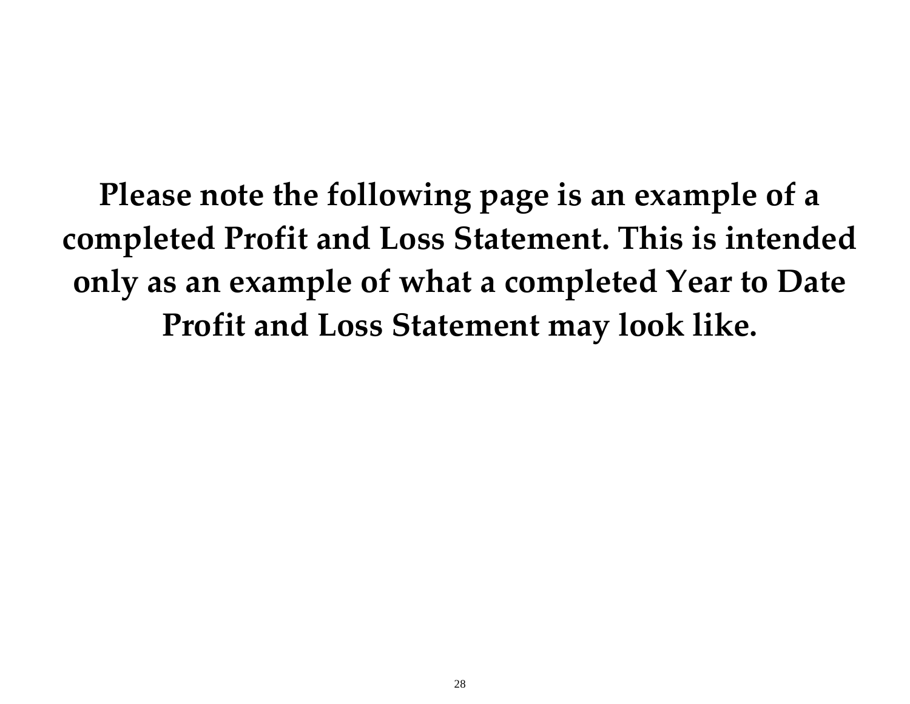**Please note the following page is an example of a completed Profit and Loss Statement. This is intended only as an example of what a completed Year to Date Profit and Loss Statement may look like.**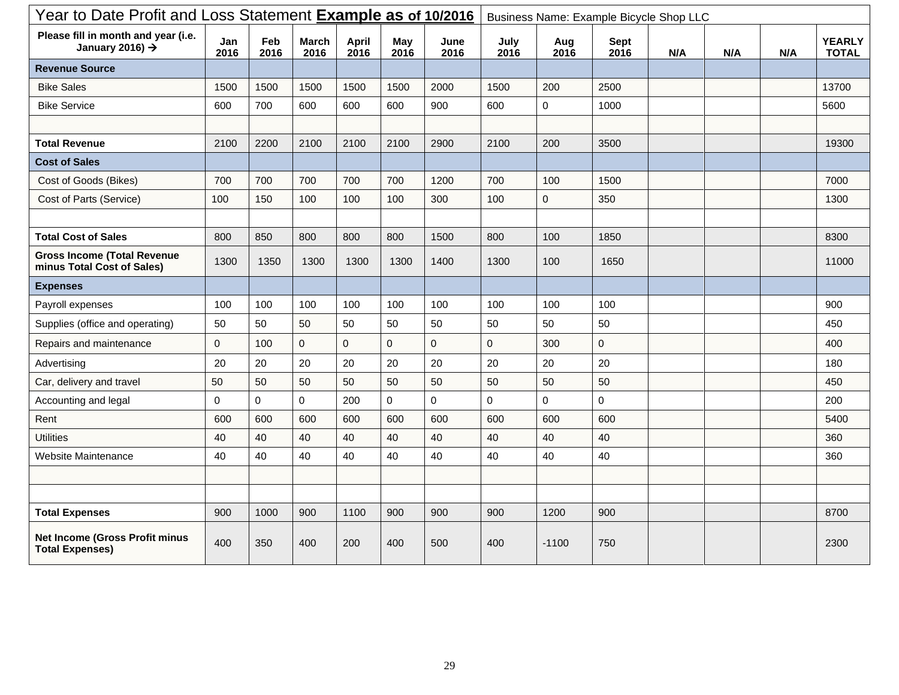| Year to Date Profit and Loss Statement **Example as of 10/2016** | | | | | | | | | Business Name: Example Bicycle Shop LLC | | | |
|---|---|---|---|---|---|---|---|---|---|---|---|---|
| **Please fill in month and year (i.e. January 2016) →** | **Jan 2016** | **Feb 2016** | **March 2016** | **April 2016** | **May 2016** | **June 2016** | **July 2016** | **Aug 2016** | **Sept 2016** | **N/A** | **N/A** | **N/A** | **YEARLY TOTAL** |
| **Revenue Source** | | | | | | | | | | | | | |
| Bike Sales | 1500 | 1500 | 1500 | 1500 | 1500 | 2000 | 1500 | 200 | 2500 | | | | 13700 |
| Bike Service | 600 | 700 | 600 | 600 | 600 | 900 | 600 | 0 | 1000 | | | | 5600 |
| | | | | | | | | | | | | | |
| **Total Revenue** | 2100 | 2200 | 2100 | 2100 | 2100 | 2900 | 2100 | 200 | 3500 | | | | 19300 |
| **Cost of Sales** | | | | | | | | | | | | | |
| Cost of Goods (Bikes) | 700 | 700 | 700 | 700 | 700 | 1200 | 700 | 100 | 1500 | | | | 7000 |
| Cost of Parts (Service) | 100 | 150 | 100 | 100 | 100 | 300 | 100 | 0 | 350 | | | | 1300 |
| | | | | | | | | | | | | | |
| **Total Cost of Sales** | 800 | 850 | 800 | 800 | 800 | 1500 | 800 | 100 | 1850 | | | | 8300 |
| **Gross Income (Total Revenue minus Total Cost of Sales)** | 1300 | 1350 | 1300 | 1300 | 1300 | 1400 | 1300 | 100 | 1650 | | | | 11000 |
| **Expenses** | | | | | | | | | | | | | |
| Payroll expenses | 100 | 100 | 100 | 100 | 100 | 100 | 100 | 100 | 100 | | | | 900 |
| Supplies (office and operating) | 50 | 50 | 50 | 50 | 50 | 50 | 50 | 50 | 50 | | | | 450 |
| Repairs and maintenance | 0 | 100 | 0 | 0 | 0 | 0 | 0 | 300 | 0 | | | | 400 |
| Advertising | 20 | 20 | 20 | 20 | 20 | 20 | 20 | 20 | 20 | | | | 180 |
| Car, delivery and travel | 50 | 50 | 50 | 50 | 50 | 50 | 50 | 50 | 50 | | | | 450 |
| Accounting and legal | 0 | 0 | 0 | 200 | 0 | 0 | 0 | 0 | 0 | | | | 200 |
| Rent | 600 | 600 | 600 | 600 | 600 | 600 | 600 | 600 | 600 | | | | 5400 |
| Utilities | 40 | 40 | 40 | 40 | 40 | 40 | 40 | 40 | 40 | | | | 360 |
| Website Maintenance | 40 | 40 | 40 | 40 | 40 | 40 | 40 | 40 | 40 | | | | 360 |
| | | | | | | | | | | | | | |
| | | | | | | | | | | | | | |
| **Total Expenses** | 900 | 1000 | 900 | 1100 | 900 | 900 | 900 | 1200 | 900 | | | | 8700 |
| **Net Income (Gross Profit minus Total Expenses)** | 400 | 350 | 400 | 200 | 400 | 500 | 400 | -1100 | 750 | | | | 2300 |